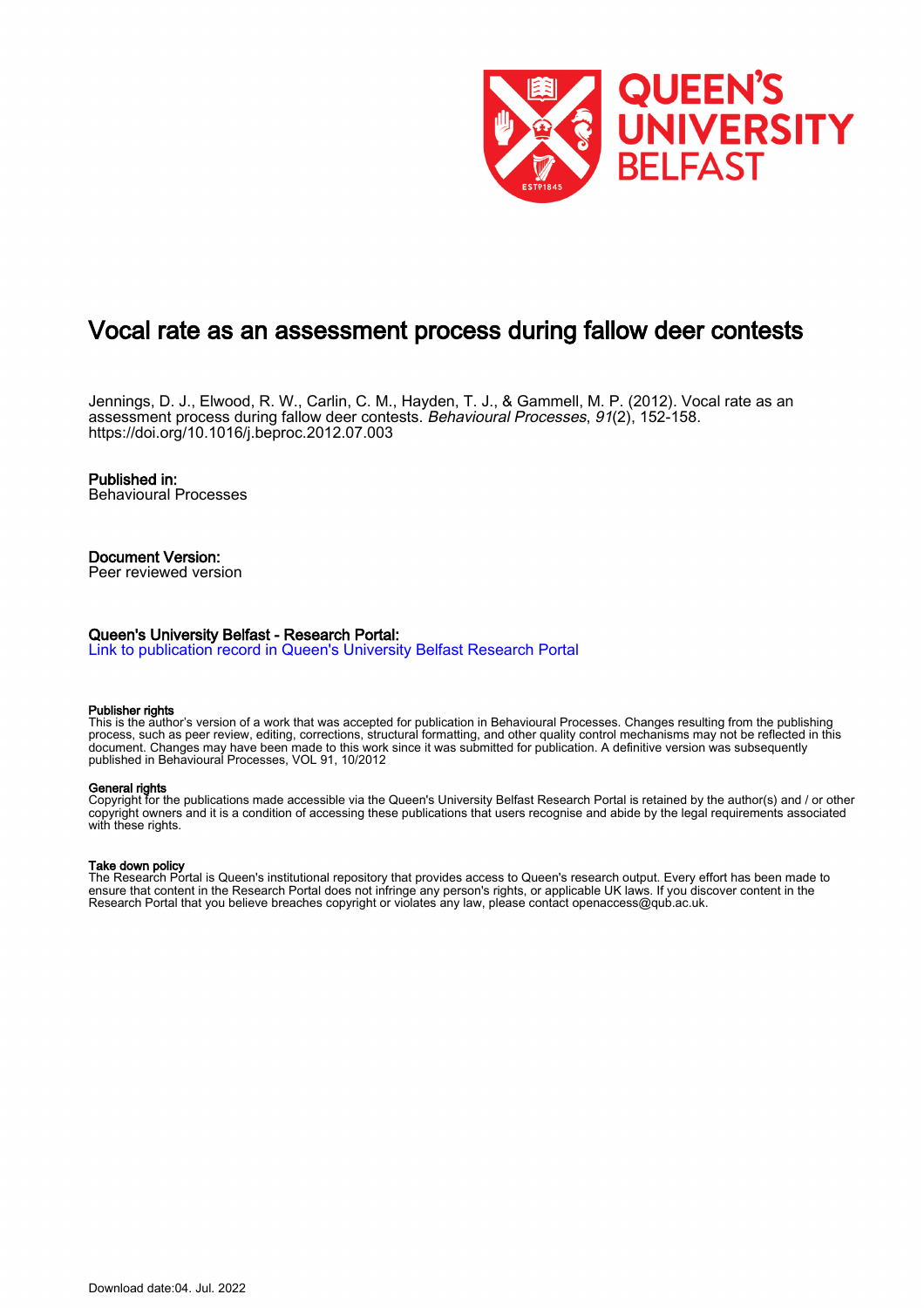# Vocal rate as an assessment process during fallow deer contests

Jennings, D. J., Elwood, R. W., Carlin, C. M., Hayden, T. J., & Gammell, M. P. (2012). Vocal rate as an assessment process during fallow deer contests. *Behavioural Processes*, *91*(2), 152-158. https://doi.org/10.1016/j.beproc.2012.07.003

**Published in:**
Behavioural Processes

**Document Version:**
Peer reviewed version

**Queen's University Belfast - Research Portal:**
Link to publication record in Queen's University Belfast Research Portal

**Publisher rights**
This is the author's version of a work that was accepted for publication in Behavioural Processes. Changes resulting from the publishing process, such as peer review, editing, corrections, structural formatting, and other quality control mechanisms may not be reflected in this document. Changes may have been made to this work since it was submitted for publication. A definitive version was subsequently published in Behavioural Processes, VOL 91, 10/2012

**General rights**
Copyright for the publications made accessible via the Queen's University Belfast Research Portal is retained by the author(s) and / or other copyright owners and it is a condition of accessing these publications that users recognise and abide by the legal requirements associated with these rights.

**Take down policy**
The Research Portal is Queen's institutional repository that provides access to Queen's research output. Every effort has been made to ensure that content in the Research Portal does not infringe any person's rights, or applicable UK laws. If you discover content in the Research Portal that you believe breaches copyright or violates any law, please contact openaccess@qub.ac.uk.

Download date:04. Jul. 2022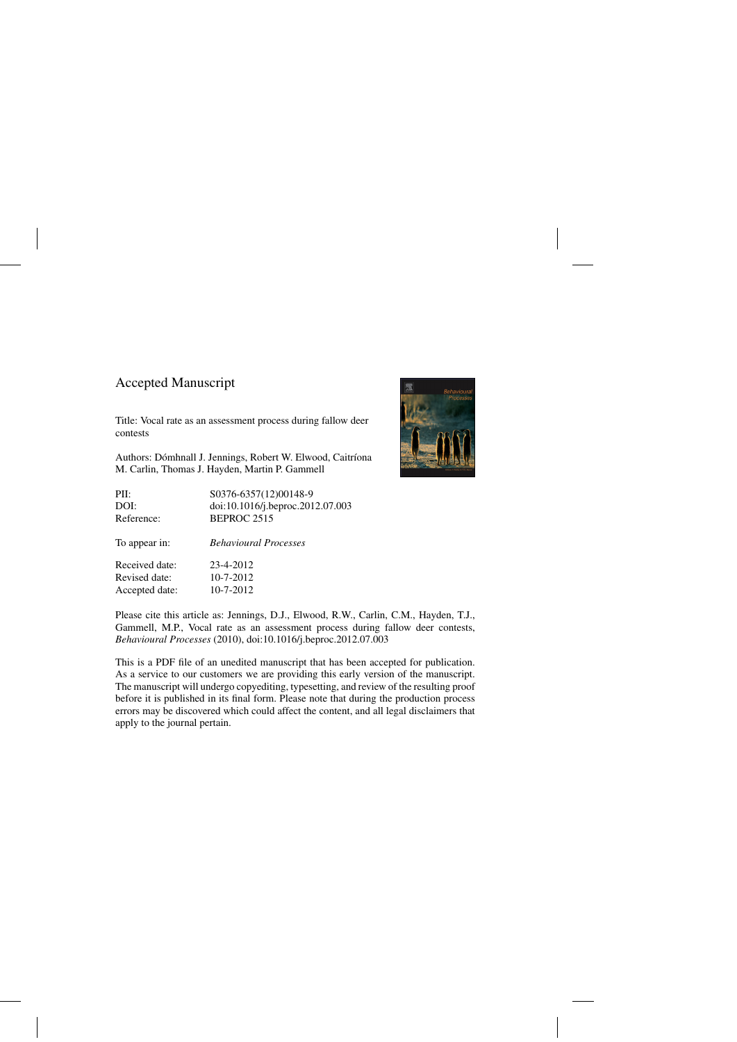# Accepted Manuscript

Title: Vocal rate as an assessment process during fallow deer contests

Authors: Dómhnall J. Jennings, Robert W. Elwood, Caitríona M. Carlin, Thomas J. Hayden, Martin P. Gammell

| | |
|---|---|
| PII: | S0376-6357(12)00148-9 |
| DOI: | doi:10.1016/j.beproc.2012.07.003 |
| Reference: | BEPROC 2515 |
| To appear in: | *Behavioural Processes* |
| Received date: | 23-4-2012 |
| Revised date: | 10-7-2012 |
| Accepted date: | 10-7-2012 |

Please cite this article as: Jennings, D.J., Elwood, R.W., Carlin, C.M., Hayden, T.J., Gammell, M.P., Vocal rate as an assessment process during fallow deer contests, *Behavioural Processes* (2010), doi:10.1016/j.beproc.2012.07.003

This is a PDF file of an unedited manuscript that has been accepted for publication. As a service to our customers we are providing this early version of the manuscript. The manuscript will undergo copyediting, typesetting, and review of the resulting proof before it is published in its final form. Please note that during the production process errors may be discovered which could affect the content, and all legal disclaimers that apply to the journal pertain.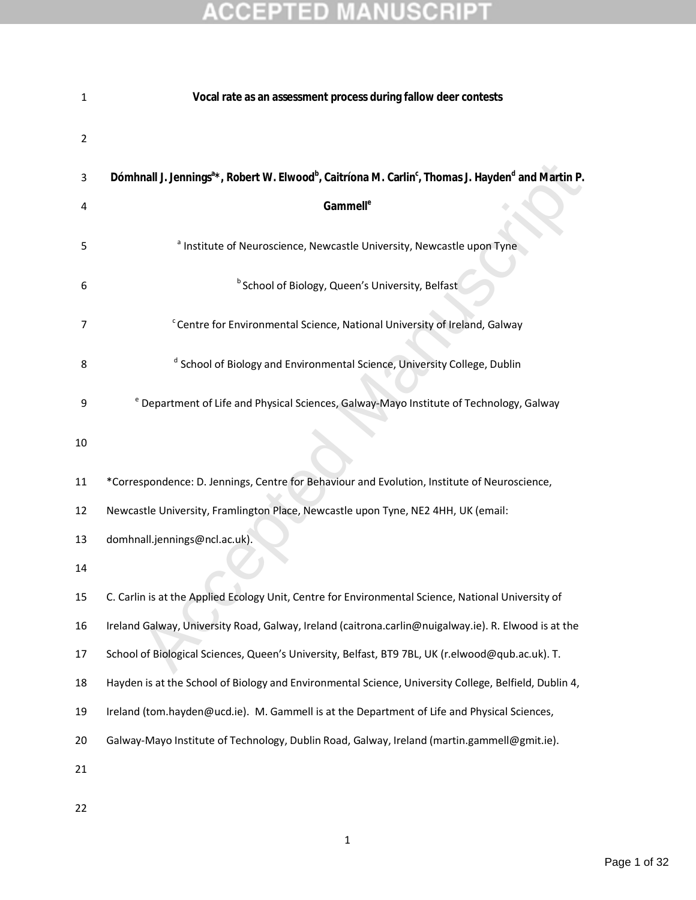# Vocal rate as an assessment process during fallow deer contests

**Dómhnall J. Jennings[a]*, Robert W. Elwood[b], Caitríona M. Carlin[c], Thomas J. Hayden[d] and Martin P. Gammell[e]**

[a] Institute of Neuroscience, Newcastle University, Newcastle upon Tyne

[b] School of Biology, Queen's University, Belfast

[c] Centre for Environmental Science, National University of Ireland, Galway

[d] School of Biology and Environmental Science, University College, Dublin

[e] Department of Life and Physical Sciences, Galway-Mayo Institute of Technology, Galway

*Correspondence: D. Jennings, Centre for Behaviour and Evolution, Institute of Neuroscience, Newcastle University, Framlington Place, Newcastle upon Tyne, NE2 4HH, UK (email: domhnall.jennings@ncl.ac.uk).

C. Carlin is at the Applied Ecology Unit, Centre for Environmental Science, National University of Ireland Galway, University Road, Galway, Ireland (caitrona.carlin@nuigalway.ie). R. Elwood is at the School of Biological Sciences, Queen's University, Belfast, BT9 7BL, UK (r.elwood@qub.ac.uk). T. Hayden is at the School of Biology and Environmental Science, University College, Belfield, Dublin 4, Ireland (tom.hayden@ucd.ie). M. Gammell is at the Department of Life and Physical Sciences, Galway-Mayo Institute of Technology, Dublin Road, Galway, Ireland (martin.gammell@gmit.ie).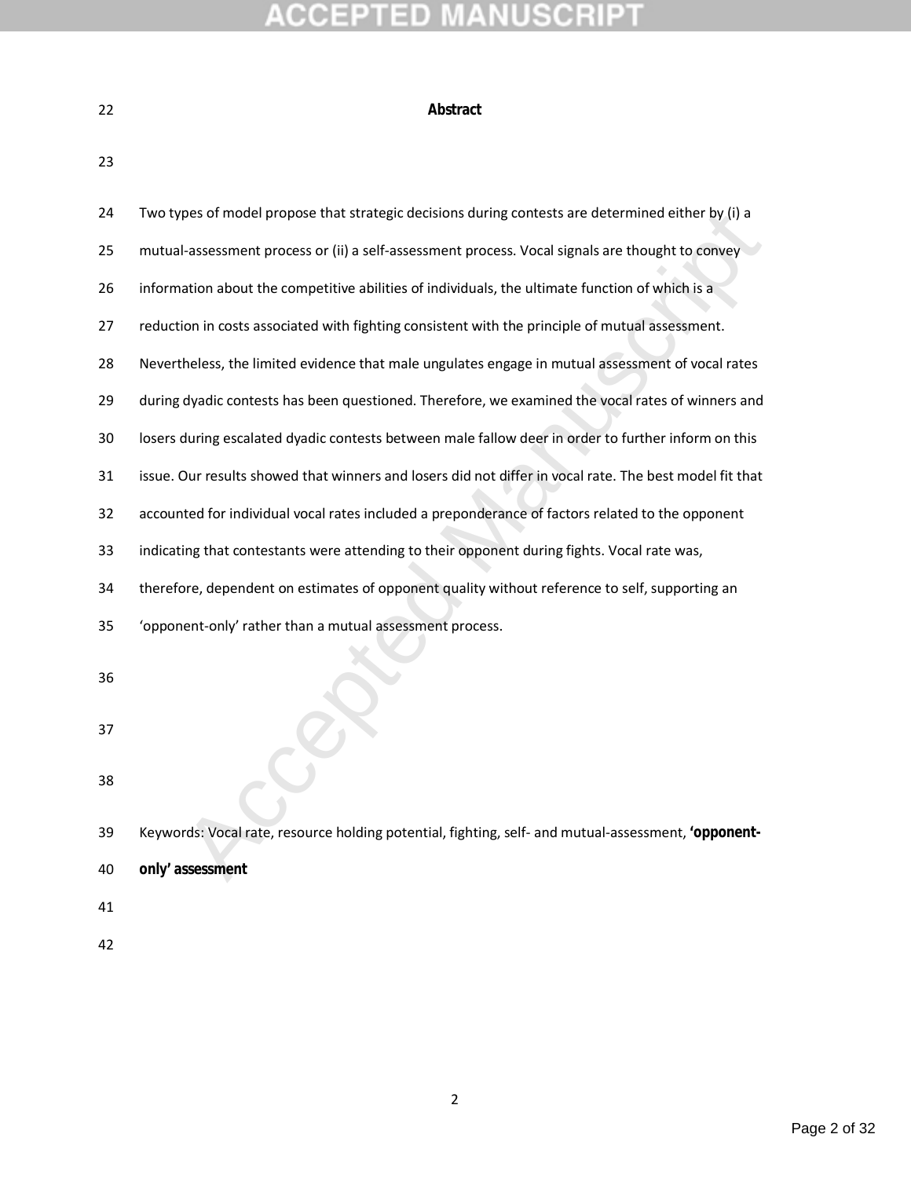## Abstract

Two types of model propose that strategic decisions during contests are determined either by (i) a mutual-assessment process or (ii) a self-assessment process. Vocal signals are thought to convey information about the competitive abilities of individuals, the ultimate function of which is a reduction in costs associated with fighting consistent with the principle of mutual assessment. Nevertheless, the limited evidence that male ungulates engage in mutual assessment of vocal rates during dyadic contests has been questioned. Therefore, we examined the vocal rates of winners and losers during escalated dyadic contests between male fallow deer in order to further inform on this issue. Our results showed that winners and losers did not differ in vocal rate. The best model fit that accounted for individual vocal rates included a preponderance of factors related to the opponent indicating that contestants were attending to their opponent during fights. Vocal rate was, therefore, dependent on estimates of opponent quality without reference to self, supporting an 'opponent-only' rather than a mutual assessment process.

Keywords: Vocal rate, resource holding potential, fighting, self- and mutual-assessment, **'opponent-only' assessment**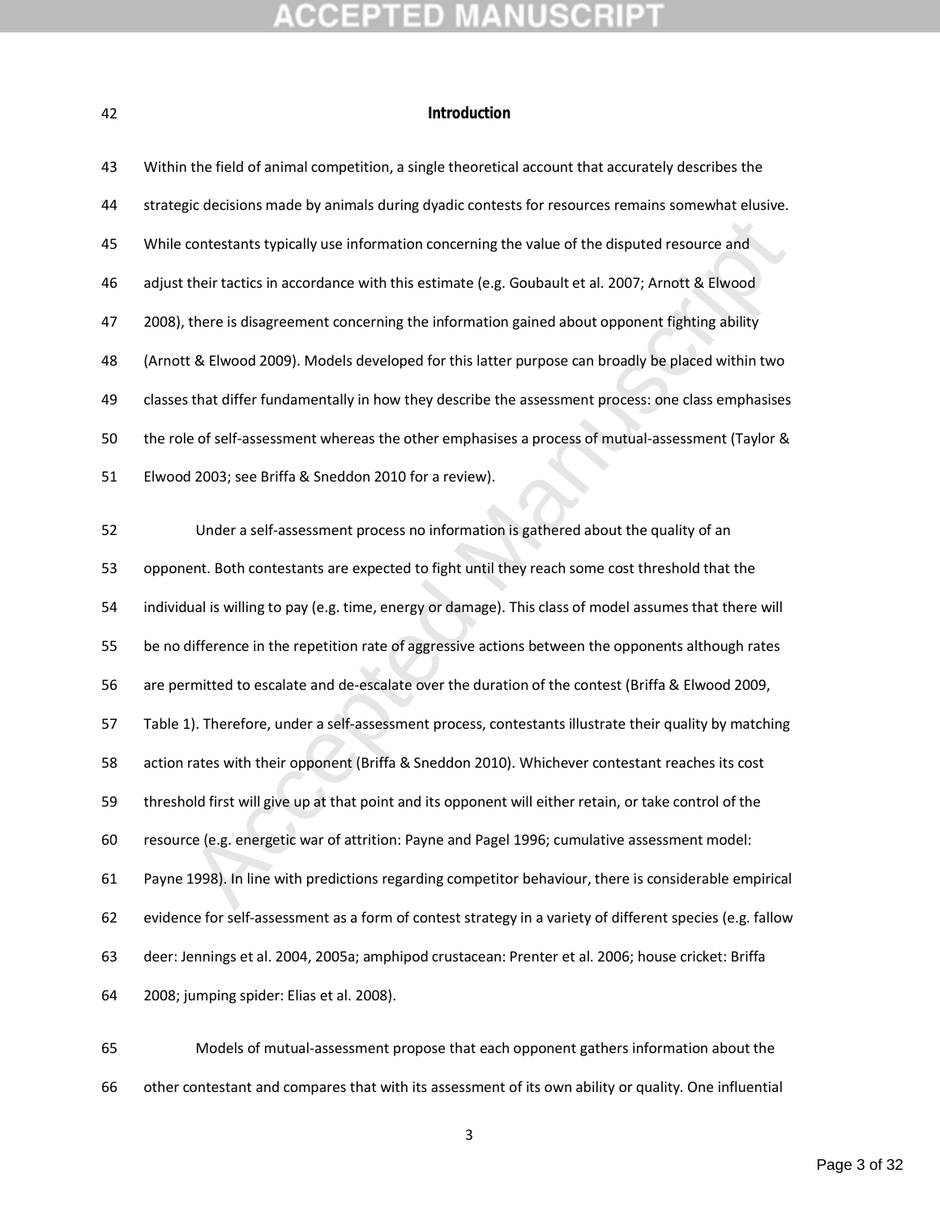## Introduction

Within the field of animal competition, a single theoretical account that accurately describes the strategic decisions made by animals during dyadic contests for resources remains somewhat elusive. While contestants typically use information concerning the value of the disputed resource and adjust their tactics in accordance with this estimate (e.g. Goubault et al. 2007; Arnott & Elwood 2008), there is disagreement concerning the information gained about opponent fighting ability (Arnott & Elwood 2009). Models developed for this latter purpose can broadly be placed within two classes that differ fundamentally in how they describe the assessment process: one class emphasises the role of self-assessment whereas the other emphasises a process of mutual-assessment (Taylor & Elwood 2003; see Briffa & Sneddon 2010 for a review).

Under a self-assessment process no information is gathered about the quality of an opponent. Both contestants are expected to fight until they reach some cost threshold that the individual is willing to pay (e.g. time, energy or damage). This class of model assumes that there will be no difference in the repetition rate of aggressive actions between the opponents although rates are permitted to escalate and de-escalate over the duration of the contest (Briffa & Elwood 2009, Table 1). Therefore, under a self-assessment process, contestants illustrate their quality by matching action rates with their opponent (Briffa & Sneddon 2010). Whichever contestant reaches its cost threshold first will give up at that point and its opponent will either retain, or take control of the resource (e.g. energetic war of attrition: Payne and Pagel 1996; cumulative assessment model: Payne 1998). In line with predictions regarding competitor behaviour, there is considerable empirical evidence for self-assessment as a form of contest strategy in a variety of different species (e.g. fallow deer: Jennings et al. 2004, 2005a; amphipod crustacean: Prenter et al. 2006; house cricket: Briffa 2008; jumping spider: Elias et al. 2008).

Models of mutual-assessment propose that each opponent gathers information about the other contestant and compares that with its assessment of its own ability or quality. One influential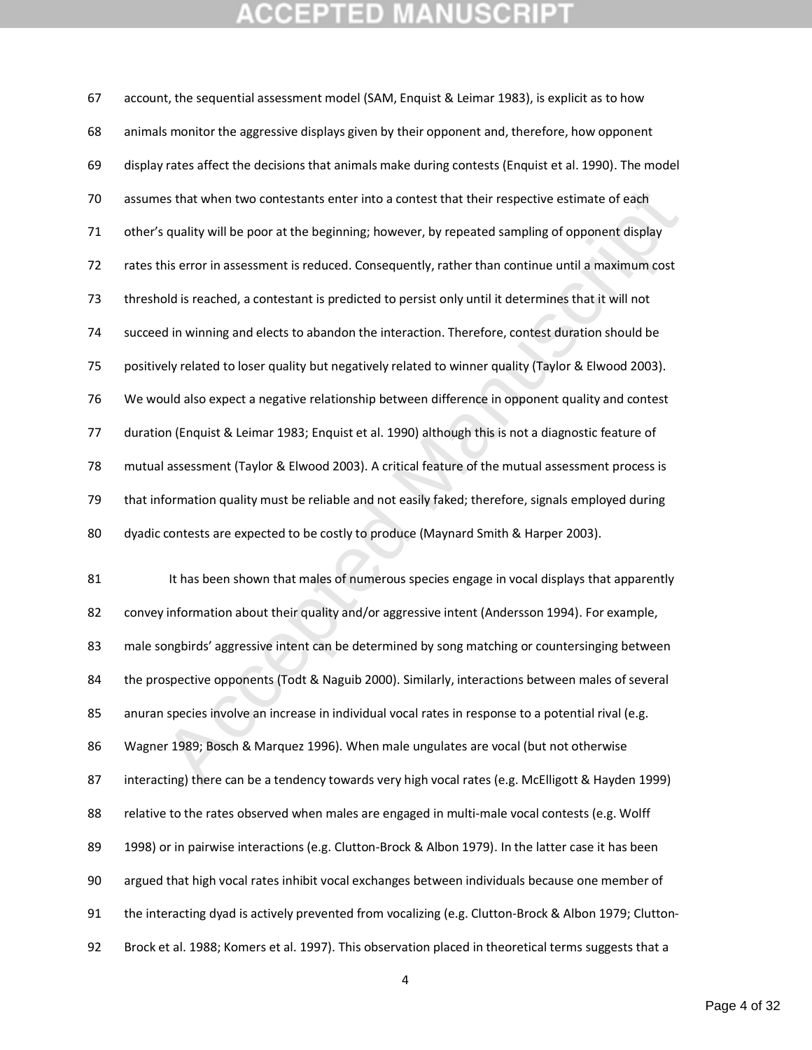account, the sequential assessment model (SAM, Enquist & Leimar 1983), is explicit as to how animals monitor the aggressive displays given by their opponent and, therefore, how opponent display rates affect the decisions that animals make during contests (Enquist et al. 1990). The model assumes that when two contestants enter into a contest that their respective estimate of each other's quality will be poor at the beginning; however, by repeated sampling of opponent display rates this error in assessment is reduced. Consequently, rather than continue until a maximum cost threshold is reached, a contestant is predicted to persist only until it determines that it will not succeed in winning and elects to abandon the interaction. Therefore, contest duration should be positively related to loser quality but negatively related to winner quality (Taylor & Elwood 2003). We would also expect a negative relationship between difference in opponent quality and contest duration (Enquist & Leimar 1983; Enquist et al. 1990) although this is not a diagnostic feature of mutual assessment (Taylor & Elwood 2003). A critical feature of the mutual assessment process is that information quality must be reliable and not easily faked; therefore, signals employed during dyadic contests are expected to be costly to produce (Maynard Smith & Harper 2003).

It has been shown that males of numerous species engage in vocal displays that apparently convey information about their quality and/or aggressive intent (Andersson 1994). For example, male songbirds' aggressive intent can be determined by song matching or countersinging between the prospective opponents (Todt & Naguib 2000). Similarly, interactions between males of several anuran species involve an increase in individual vocal rates in response to a potential rival (e.g. Wagner 1989; Bosch & Marquez 1996). When male ungulates are vocal (but not otherwise interacting) there can be a tendency towards very high vocal rates (e.g. McElligott & Hayden 1999) relative to the rates observed when males are engaged in multi-male vocal contests (e.g. Wolff 1998) or in pairwise interactions (e.g. Clutton-Brock & Albon 1979). In the latter case it has been argued that high vocal rates inhibit vocal exchanges between individuals because one member of the interacting dyad is actively prevented from vocalizing (e.g. Clutton-Brock & Albon 1979; Clutton-Brock et al. 1988; Komers et al. 1997). This observation placed in theoretical terms suggests that a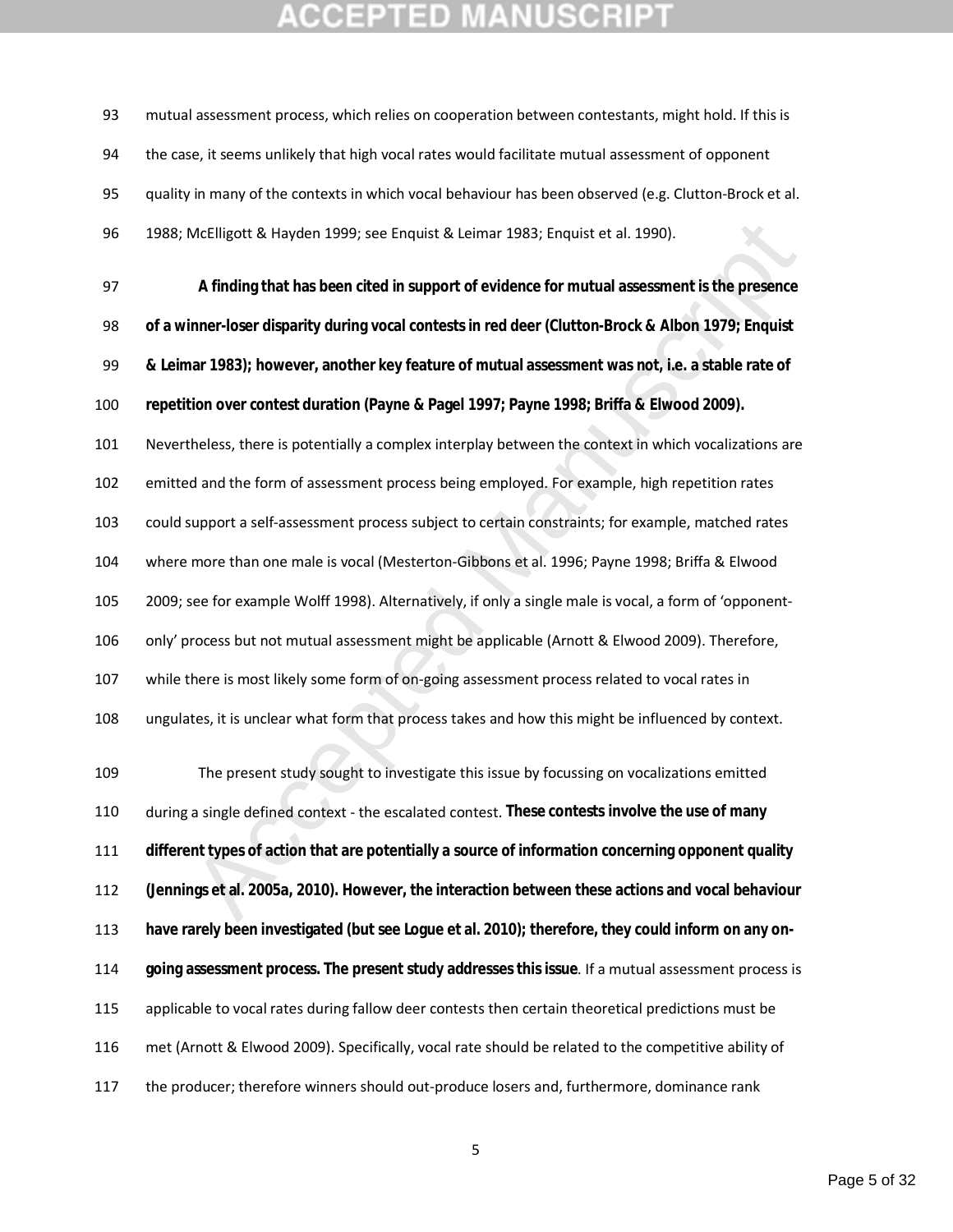mutual assessment process, which relies on cooperation between contestants, might hold. If this is the case, it seems unlikely that high vocal rates would facilitate mutual assessment of opponent quality in many of the contexts in which vocal behaviour has been observed (e.g. Clutton-Brock et al. 1988; McElligott & Hayden 1999; see Enquist & Leimar 1983; Enquist et al. 1990).

**A finding that has been cited in support of evidence for mutual assessment is the presence of a winner-loser disparity during vocal contests in red deer (Clutton-Brock & Albon 1979; Enquist & Leimar 1983); however, another key feature of mutual assessment was not, i.e. a stable rate of repetition over contest duration (Payne & Pagel 1997; Payne 1998; Briffa & Elwood 2009).** Nevertheless, there is potentially a complex interplay between the context in which vocalizations are emitted and the form of assessment process being employed. For example, high repetition rates could support a self-assessment process subject to certain constraints; for example, matched rates where more than one male is vocal (Mesterton-Gibbons et al. 1996; Payne 1998; Briffa & Elwood 2009; see for example Wolff 1998). Alternatively, if only a single male is vocal, a form of 'opponent-only' process but not mutual assessment might be applicable (Arnott & Elwood 2009). Therefore, while there is most likely some form of on-going assessment process related to vocal rates in ungulates, it is unclear what form that process takes and how this might be influenced by context.

The present study sought to investigate this issue by focussing on vocalizations emitted during a single defined context - the escalated contest. **These contests involve the use of many different types of action that are potentially a source of information concerning opponent quality (Jennings et al. 2005a, 2010). However, the interaction between these actions and vocal behaviour have rarely been investigated (but see Logue et al. 2010); therefore, they could inform on any on-going assessment process. The present study addresses this issue**. If a mutual assessment process is applicable to vocal rates during fallow deer contests then certain theoretical predictions must be met (Arnott & Elwood 2009). Specifically, vocal rate should be related to the competitive ability of the producer; therefore winners should out-produce losers and, furthermore, dominance rank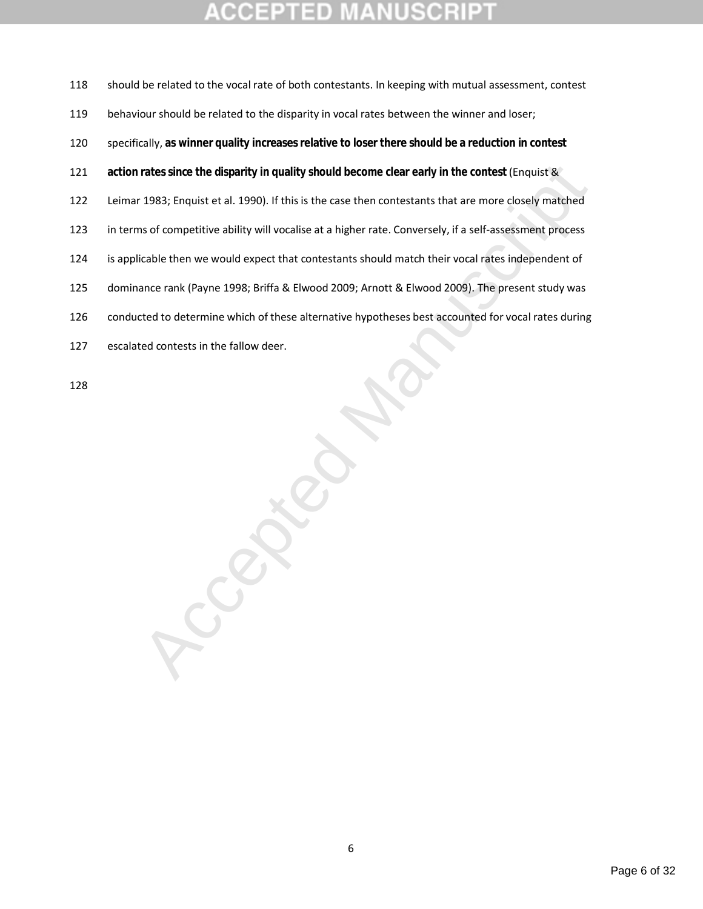should be related to the vocal rate of both contestants. In keeping with mutual assessment, contest behaviour should be related to the disparity in vocal rates between the winner and loser; specifically, **as winner quality increases relative to loser there should be a reduction in contest action rates since the disparity in quality should become clear early in the contest** (Enquist & Leimar 1983; Enquist et al. 1990). If this is the case then contestants that are more closely matched in terms of competitive ability will vocalise at a higher rate. Conversely, if a self-assessment process is applicable then we would expect that contestants should match their vocal rates independent of dominance rank (Payne 1998; Briffa & Elwood 2009; Arnott & Elwood 2009). The present study was conducted to determine which of these alternative hypotheses best accounted for vocal rates during escalated contests in the fallow deer.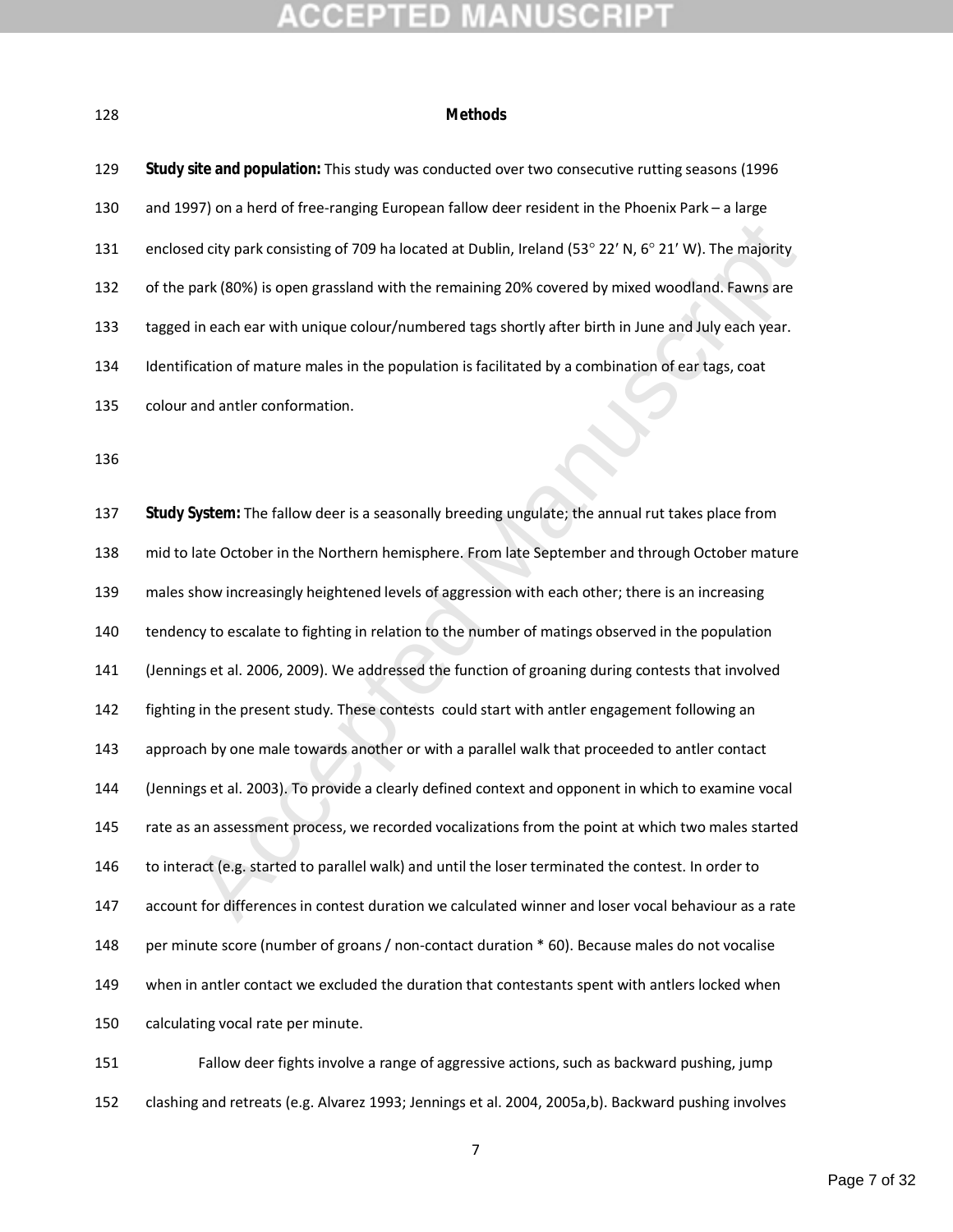## Methods

**Study site and population:** This study was conducted over two consecutive rutting seasons (1996 and 1997) on a herd of free-ranging European fallow deer resident in the Phoenix Park – a large enclosed city park consisting of 709 ha located at Dublin, Ireland (53° 22′ N, 6° 21′ W). The majority of the park (80%) is open grassland with the remaining 20% covered by mixed woodland. Fawns are tagged in each ear with unique colour/numbered tags shortly after birth in June and July each year. Identification of mature males in the population is facilitated by a combination of ear tags, coat colour and antler conformation.

**Study System:** The fallow deer is a seasonally breeding ungulate; the annual rut takes place from mid to late October in the Northern hemisphere. From late September and through October mature males show increasingly heightened levels of aggression with each other; there is an increasing tendency to escalate to fighting in relation to the number of matings observed in the population (Jennings et al. 2006, 2009). We addressed the function of groaning during contests that involved fighting in the present study. These contests could start with antler engagement following an approach by one male towards another or with a parallel walk that proceeded to antler contact (Jennings et al. 2003). To provide a clearly defined context and opponent in which to examine vocal rate as an assessment process, we recorded vocalizations from the point at which two males started to interact (e.g. started to parallel walk) and until the loser terminated the contest. In order to account for differences in contest duration we calculated winner and loser vocal behaviour as a rate per minute score (number of groans / non-contact duration * 60). Because males do not vocalise when in antler contact we excluded the duration that contestants spent with antlers locked when calculating vocal rate per minute.

Fallow deer fights involve a range of aggressive actions, such as backward pushing, jump clashing and retreats (e.g. Alvarez 1993; Jennings et al. 2004, 2005a,b). Backward pushing involves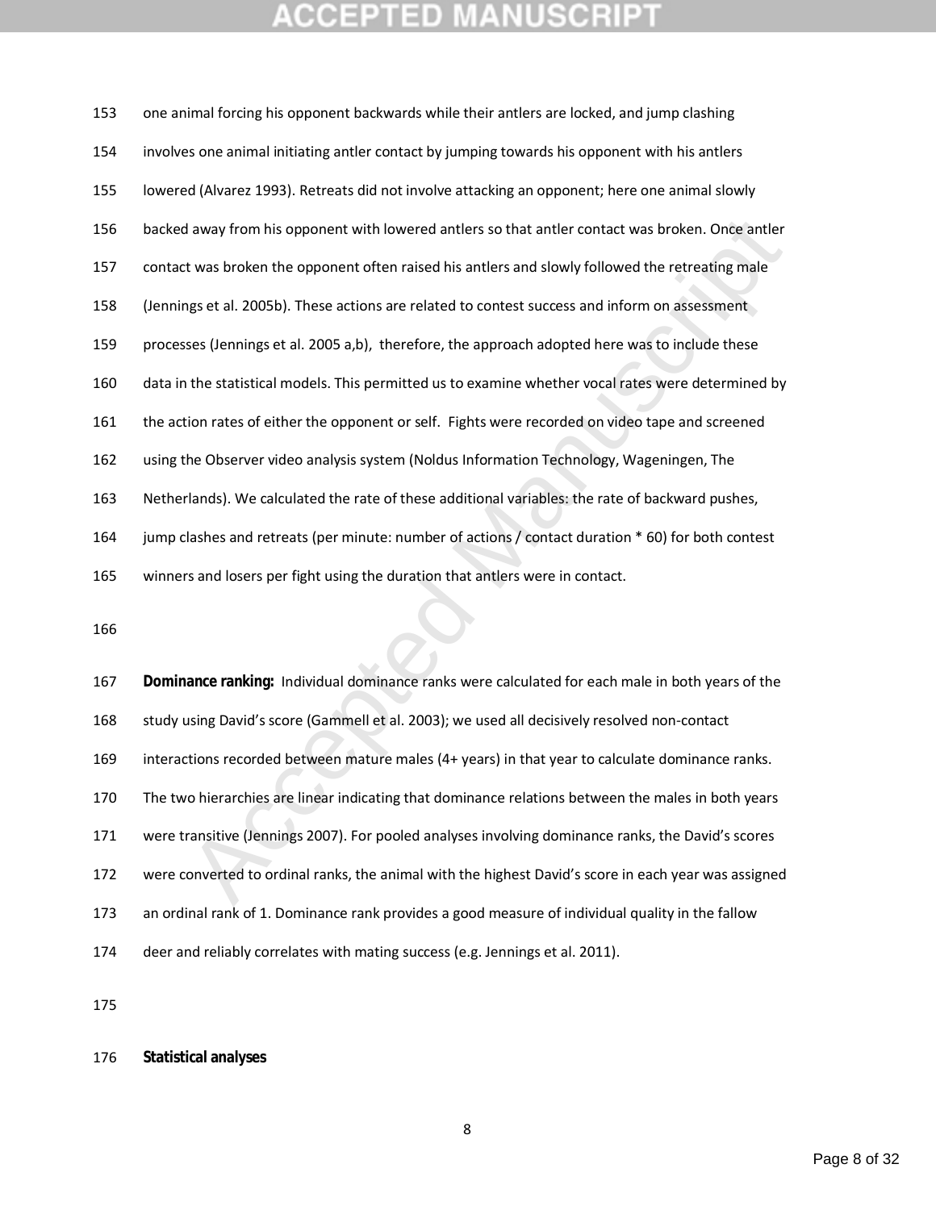one animal forcing his opponent backwards while their antlers are locked, and jump clashing involves one animal initiating antler contact by jumping towards his opponent with his antlers lowered (Alvarez 1993). Retreats did not involve attacking an opponent; here one animal slowly backed away from his opponent with lowered antlers so that antler contact was broken. Once antler contact was broken the opponent often raised his antlers and slowly followed the retreating male (Jennings et al. 2005b). These actions are related to contest success and inform on assessment processes (Jennings et al. 2005 a,b), therefore, the approach adopted here was to include these data in the statistical models. This permitted us to examine whether vocal rates were determined by the action rates of either the opponent or self. Fights were recorded on video tape and screened using the Observer video analysis system (Noldus Information Technology, Wageningen, The Netherlands). We calculated the rate of these additional variables: the rate of backward pushes, jump clashes and retreats (per minute: number of actions / contact duration * 60) for both contest winners and losers per fight using the duration that antlers were in contact.

**Dominance ranking:** Individual dominance ranks were calculated for each male in both years of the study using David's score (Gammell et al. 2003); we used all decisively resolved non-contact interactions recorded between mature males (4+ years) in that year to calculate dominance ranks. The two hierarchies are linear indicating that dominance relations between the males in both years were transitive (Jennings 2007). For pooled analyses involving dominance ranks, the David's scores were converted to ordinal ranks, the animal with the highest David's score in each year was assigned an ordinal rank of 1. Dominance rank provides a good measure of individual quality in the fallow deer and reliably correlates with mating success (e.g. Jennings et al. 2011).

**Statistical analyses**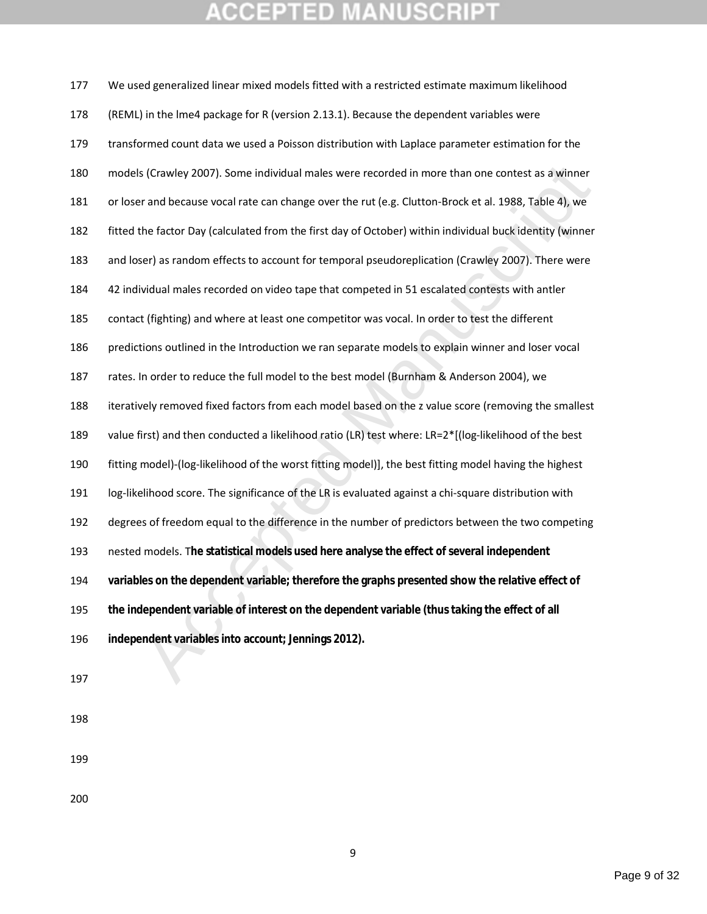We used generalized linear mixed models fitted with a restricted estimate maximum likelihood (REML) in the lme4 package for R (version 2.13.1). Because the dependent variables were transformed count data we used a Poisson distribution with Laplace parameter estimation for the models (Crawley 2007). Some individual males were recorded in more than one contest as a winner or loser and because vocal rate can change over the rut (e.g. Clutton-Brock et al. 1988, Table 4), we fitted the factor Day (calculated from the first day of October) within individual buck identity (winner and loser) as random effects to account for temporal pseudoreplication (Crawley 2007). There were 42 individual males recorded on video tape that competed in 51 escalated contests with antler contact (fighting) and where at least one competitor was vocal. In order to test the different predictions outlined in the Introduction we ran separate models to explain winner and loser vocal rates. In order to reduce the full model to the best model (Burnham & Anderson 2004), we iteratively removed fixed factors from each model based on the z value score (removing the smallest value first) and then conducted a likelihood ratio (LR) test where: LR=2*[(log-likelihood of the best fitting model)-(log-likelihood of the worst fitting model)], the best fitting model having the highest log-likelihood score. The significance of the LR is evaluated against a chi-square distribution with degrees of freedom equal to the difference in the number of predictors between the two competing nested models. T**he statistical models used here analyse the effect of several independent variables on the dependent variable; therefore the graphs presented show the relative effect of the independent variable of interest on the dependent variable (thus taking the effect of all independent variables into account; Jennings 2012).**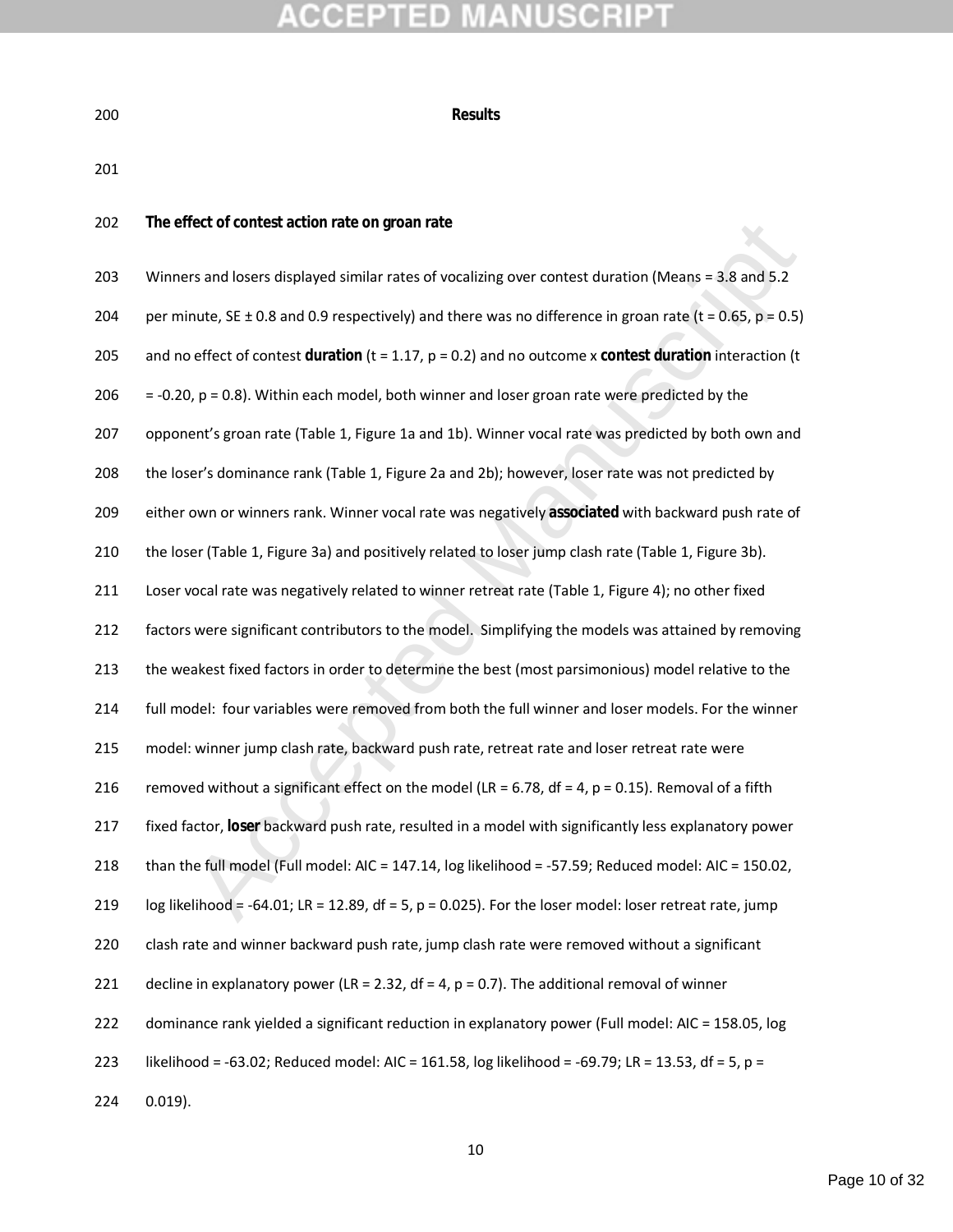## Results

### The effect of contest action rate on groan rate

Winners and losers displayed similar rates of vocalizing over contest duration (Means = 3.8 and 5.2 per minute, SE ± 0.8 and 0.9 respectively) and there was no difference in groan rate ($t = 0.65$, $p = 0.5$) and no effect of contest **duration** ($t = 1.17$, $p = 0.2$) and no outcome x **contest duration** interaction ($t = -0.20$, $p = 0.8$). Within each model, both winner and loser groan rate were predicted by the opponent's groan rate (Table 1, Figure 1a and 1b). Winner vocal rate was predicted by both own and the loser's dominance rank (Table 1, Figure 2a and 2b); however, loser rate was not predicted by either own or winners rank. Winner vocal rate was negatively **associated** with backward push rate of the loser (Table 1, Figure 3a) and positively related to loser jump clash rate (Table 1, Figure 3b). Loser vocal rate was negatively related to winner retreat rate (Table 1, Figure 4); no other fixed factors were significant contributors to the model. Simplifying the models was attained by removing the weakest fixed factors in order to determine the best (most parsimonious) model relative to the full model: four variables were removed from both the full winner and loser models. For the winner model: winner jump clash rate, backward push rate, retreat rate and loser retreat rate were removed without a significant effect on the model ($LR = 6.78$, $df = 4$, $p = 0.15$). Removal of a fifth fixed factor, **loser** backward push rate, resulted in a model with significantly less explanatory power than the full model (Full model: AIC = 147.14, log likelihood = -57.59; Reduced model: AIC = 150.02, log likelihood = -64.01; $LR = 12.89$, $df = 5$, $p = 0.025$). For the loser model: loser retreat rate, jump clash rate and winner backward push rate, jump clash rate were removed without a significant decline in explanatory power ($LR = 2.32$, $df = 4$, $p = 0.7$). The additional removal of winner dominance rank yielded a significant reduction in explanatory power (Full model: AIC = 158.05, log likelihood = -63.02; Reduced model: AIC = 161.58, log likelihood = -69.79; $LR = 13.53$, $df = 5$, $p = 0.019$).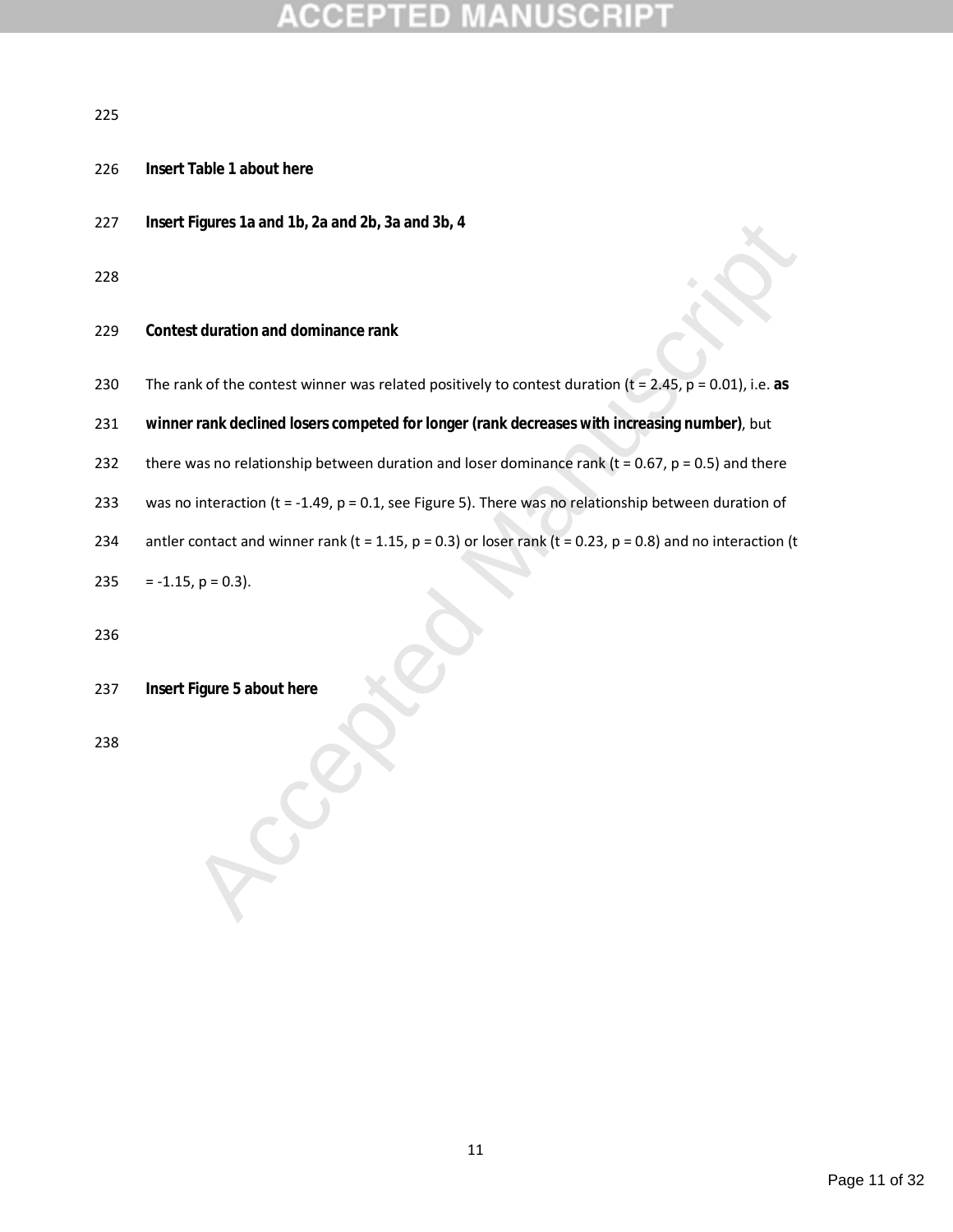**Insert Table 1 about here**

**Insert Figures 1a and 1b, 2a and 2b, 3a and 3b, 4**

**Contest duration and dominance rank**

The rank of the contest winner was related positively to contest duration (t = 2.45, p = 0.01), i.e. **as winner rank declined losers competed for longer (rank decreases with increasing number)**, but there was no relationship between duration and loser dominance rank (t = 0.67, p = 0.5) and there was no interaction (t = -1.49, p = 0.1, see Figure 5). There was no relationship between duration of antler contact and winner rank (t = 1.15, p = 0.3) or loser rank (t = 0.23, p = 0.8) and no interaction (t = -1.15, p = 0.3).

**Insert Figure 5 about here**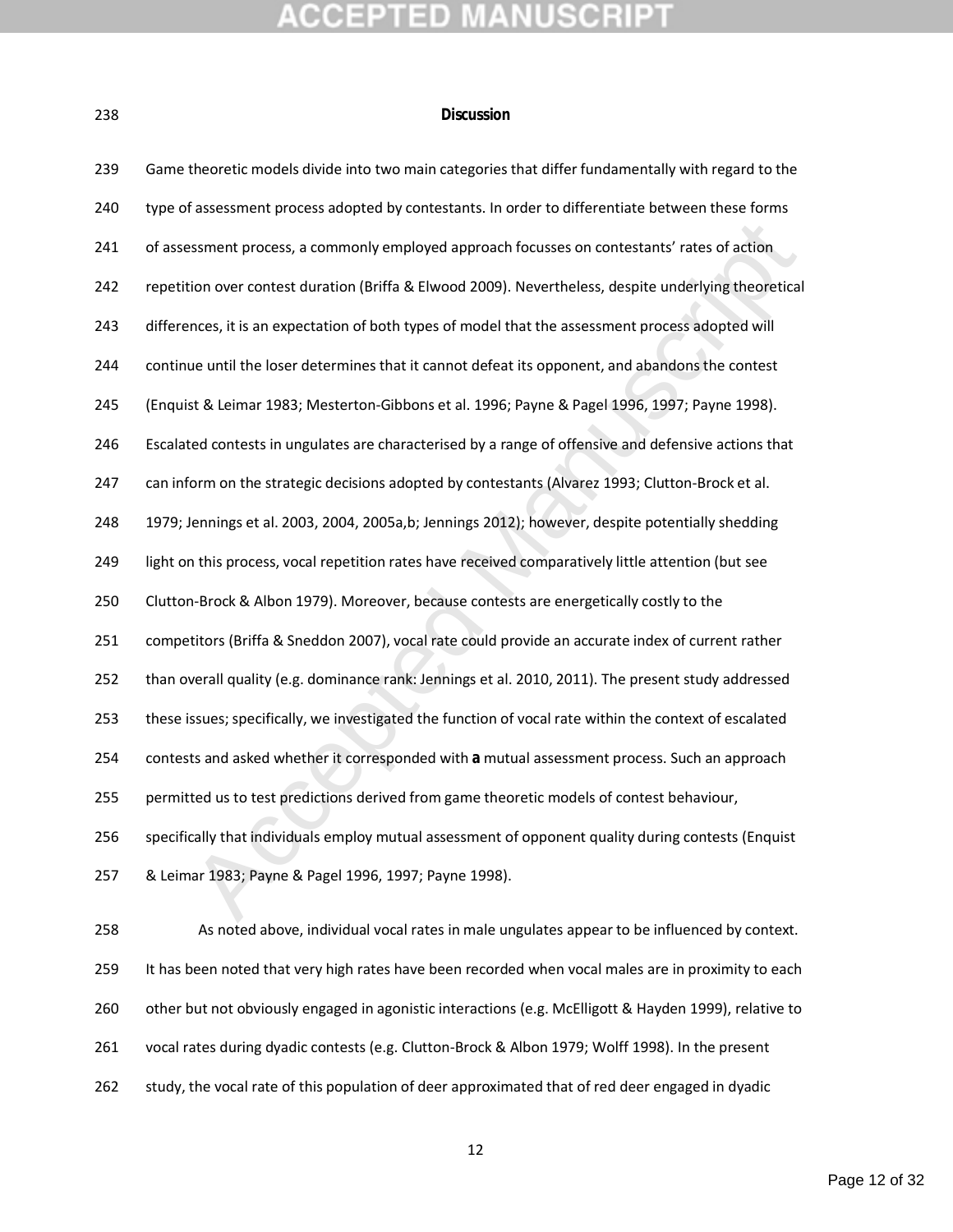## Discussion

Game theoretic models divide into two main categories that differ fundamentally with regard to the type of assessment process adopted by contestants. In order to differentiate between these forms of assessment process, a commonly employed approach focusses on contestants' rates of action repetition over contest duration (Briffa & Elwood 2009). Nevertheless, despite underlying theoretical differences, it is an expectation of both types of model that the assessment process adopted will continue until the loser determines that it cannot defeat its opponent, and abandons the contest (Enquist & Leimar 1983; Mesterton-Gibbons et al. 1996; Payne & Pagel 1996, 1997; Payne 1998). Escalated contests in ungulates are characterised by a range of offensive and defensive actions that can inform on the strategic decisions adopted by contestants (Alvarez 1993; Clutton-Brock et al. 1979; Jennings et al. 2003, 2004, 2005a,b; Jennings 2012); however, despite potentially shedding light on this process, vocal repetition rates have received comparatively little attention (but see Clutton-Brock & Albon 1979). Moreover, because contests are energetically costly to the competitors (Briffa & Sneddon 2007), vocal rate could provide an accurate index of current rather than overall quality (e.g. dominance rank: Jennings et al. 2010, 2011). The present study addressed these issues; specifically, we investigated the function of vocal rate within the context of escalated contests and asked whether it corresponded with **a** mutual assessment process. Such an approach permitted us to test predictions derived from game theoretic models of contest behaviour, specifically that individuals employ mutual assessment of opponent quality during contests (Enquist & Leimar 1983; Payne & Pagel 1996, 1997; Payne 1998).

As noted above, individual vocal rates in male ungulates appear to be influenced by context. It has been noted that very high rates have been recorded when vocal males are in proximity to each other but not obviously engaged in agonistic interactions (e.g. McElligott & Hayden 1999), relative to vocal rates during dyadic contests (e.g. Clutton-Brock & Albon 1979; Wolff 1998). In the present study, the vocal rate of this population of deer approximated that of red deer engaged in dyadic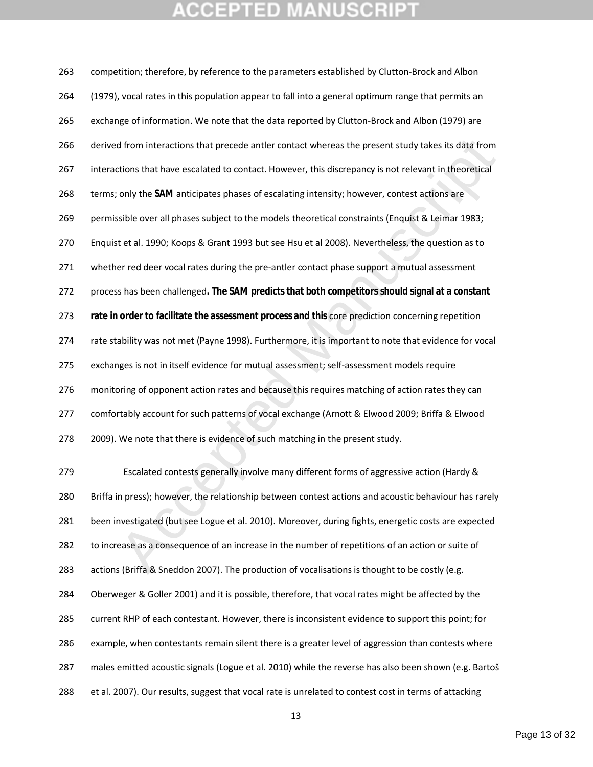competition; therefore, by reference to the parameters established by Clutton-Brock and Albon (1979), vocal rates in this population appear to fall into a general optimum range that permits an exchange of information. We note that the data reported by Clutton-Brock and Albon (1979) are derived from interactions that precede antler contact whereas the present study takes its data from interactions that have escalated to contact. However, this discrepancy is not relevant in theoretical terms; only the **SAM** anticipates phases of escalating intensity; however, contest actions are permissible over all phases subject to the models theoretical constraints (Enquist & Leimar 1983; Enquist et al. 1990; Koops & Grant 1993 but see Hsu et al 2008). Nevertheless, the question as to whether red deer vocal rates during the pre-antler contact phase support a mutual assessment process has been challenged**. The SAM predicts that both competitors should signal at a constant rate in order to facilitate the assessment process and this** core prediction concerning repetition rate stability was not met (Payne 1998). Furthermore, it is important to note that evidence for vocal exchanges is not in itself evidence for mutual assessment; self-assessment models require monitoring of opponent action rates and because this requires matching of action rates they can comfortably account for such patterns of vocal exchange (Arnott & Elwood 2009; Briffa & Elwood 2009). We note that there is evidence of such matching in the present study.

Escalated contests generally involve many different forms of aggressive action (Hardy & Briffa in press); however, the relationship between contest actions and acoustic behaviour has rarely been investigated (but see Logue et al. 2010). Moreover, during fights, energetic costs are expected to increase as a consequence of an increase in the number of repetitions of an action or suite of actions (Briffa & Sneddon 2007). The production of vocalisations is thought to be costly (e.g. Oberweger & Goller 2001) and it is possible, therefore, that vocal rates might be affected by the current RHP of each contestant. However, there is inconsistent evidence to support this point; for example, when contestants remain silent there is a greater level of aggression than contests where males emitted acoustic signals (Logue et al. 2010) while the reverse has also been shown (e.g. Bartoš et al. 2007). Our results, suggest that vocal rate is unrelated to contest cost in terms of attacking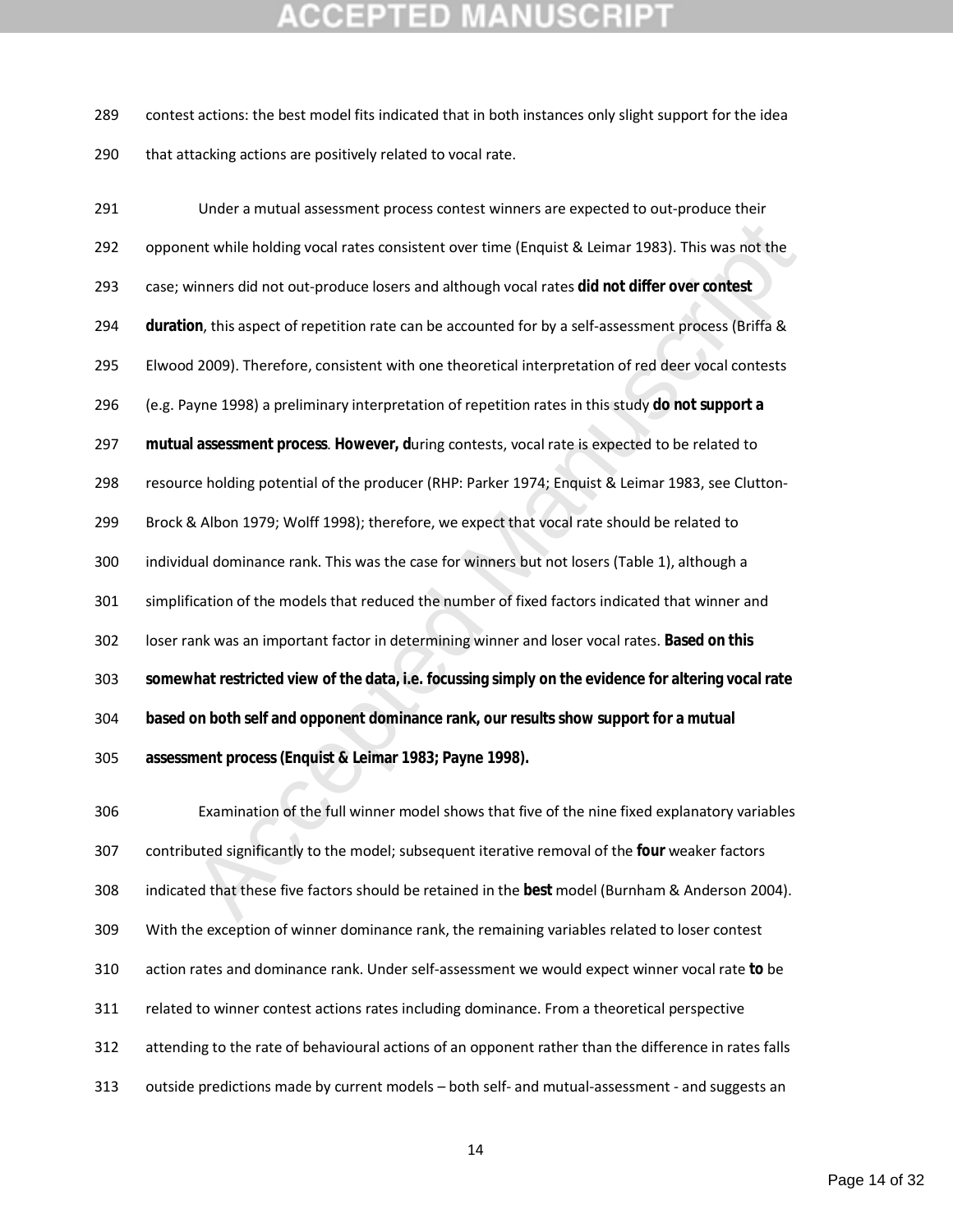contest actions: the best model fits indicated that in both instances only slight support for the idea that attacking actions are positively related to vocal rate.

Under a mutual assessment process contest winners are expected to out-produce their opponent while holding vocal rates consistent over time (Enquist & Leimar 1983). This was not the case; winners did not out-produce losers and although vocal rates **did not differ over contest duration**, this aspect of repetition rate can be accounted for by a self-assessment process (Briffa & Elwood 2009). Therefore, consistent with one theoretical interpretation of red deer vocal contests (e.g. Payne 1998) a preliminary interpretation of repetition rates in this study **do not support a mutual assessment process**. **However, d**uring contests, vocal rate is expected to be related to resource holding potential of the producer (RHP: Parker 1974; Enquist & Leimar 1983, see Clutton-Brock & Albon 1979; Wolff 1998); therefore, we expect that vocal rate should be related to individual dominance rank. This was the case for winners but not losers (Table 1), although a simplification of the models that reduced the number of fixed factors indicated that winner and loser rank was an important factor in determining winner and loser vocal rates. **Based on this somewhat restricted view of the data, i.e. focussing simply on the evidence for altering vocal rate based on both self and opponent dominance rank, our results show support for a mutual assessment process (Enquist & Leimar 1983; Payne 1998).**

Examination of the full winner model shows that five of the nine fixed explanatory variables contributed significantly to the model; subsequent iterative removal of the **four** weaker factors indicated that these five factors should be retained in the **best** model (Burnham & Anderson 2004). With the exception of winner dominance rank, the remaining variables related to loser contest action rates and dominance rank. Under self-assessment we would expect winner vocal rate **to** be related to winner contest actions rates including dominance. From a theoretical perspective attending to the rate of behavioural actions of an opponent rather than the difference in rates falls outside predictions made by current models – both self- and mutual-assessment - and suggests an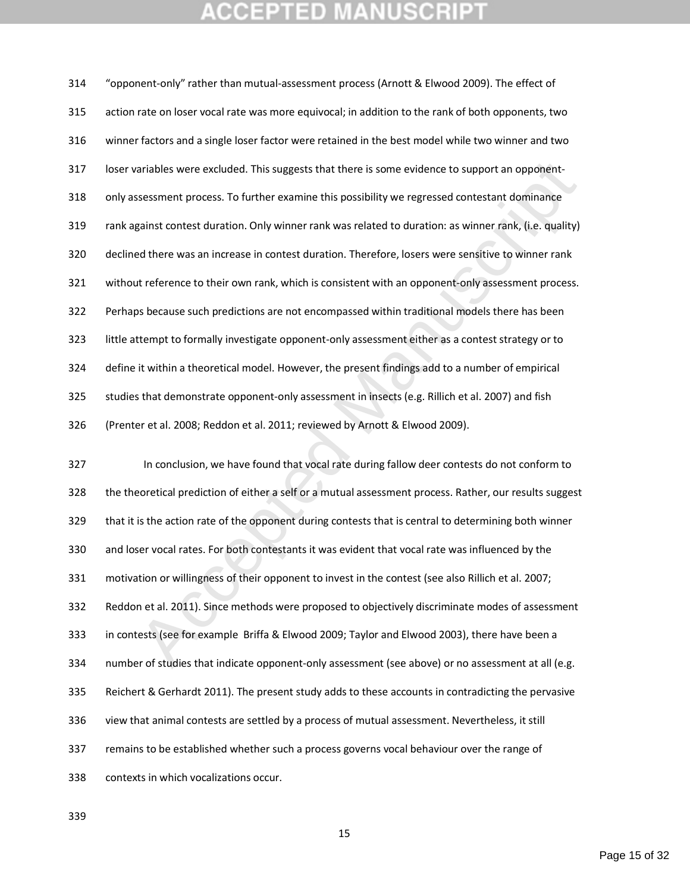"opponent-only" rather than mutual-assessment process (Arnott & Elwood 2009). The effect of action rate on loser vocal rate was more equivocal; in addition to the rank of both opponents, two winner factors and a single loser factor were retained in the best model while two winner and two loser variables were excluded. This suggests that there is some evidence to support an opponent-only assessment process. To further examine this possibility we regressed contestant dominance rank against contest duration. Only winner rank was related to duration: as winner rank, (i.e. quality) declined there was an increase in contest duration. Therefore, losers were sensitive to winner rank without reference to their own rank, which is consistent with an opponent-only assessment process. Perhaps because such predictions are not encompassed within traditional models there has been little attempt to formally investigate opponent-only assessment either as a contest strategy or to define it within a theoretical model. However, the present findings add to a number of empirical studies that demonstrate opponent-only assessment in insects (e.g. Rillich et al. 2007) and fish (Prenter et al. 2008; Reddon et al. 2011; reviewed by Arnott & Elwood 2009).

In conclusion, we have found that vocal rate during fallow deer contests do not conform to the theoretical prediction of either a self or a mutual assessment process. Rather, our results suggest that it is the action rate of the opponent during contests that is central to determining both winner and loser vocal rates. For both contestants it was evident that vocal rate was influenced by the motivation or willingness of their opponent to invest in the contest (see also Rillich et al. 2007; Reddon et al. 2011). Since methods were proposed to objectively discriminate modes of assessment in contests (see for example Briffa & Elwood 2009; Taylor and Elwood 2003), there have been a number of studies that indicate opponent-only assessment (see above) or no assessment at all (e.g. Reichert & Gerhardt 2011). The present study adds to these accounts in contradicting the pervasive view that animal contests are settled by a process of mutual assessment. Nevertheless, it still remains to be established whether such a process governs vocal behaviour over the range of contexts in which vocalizations occur.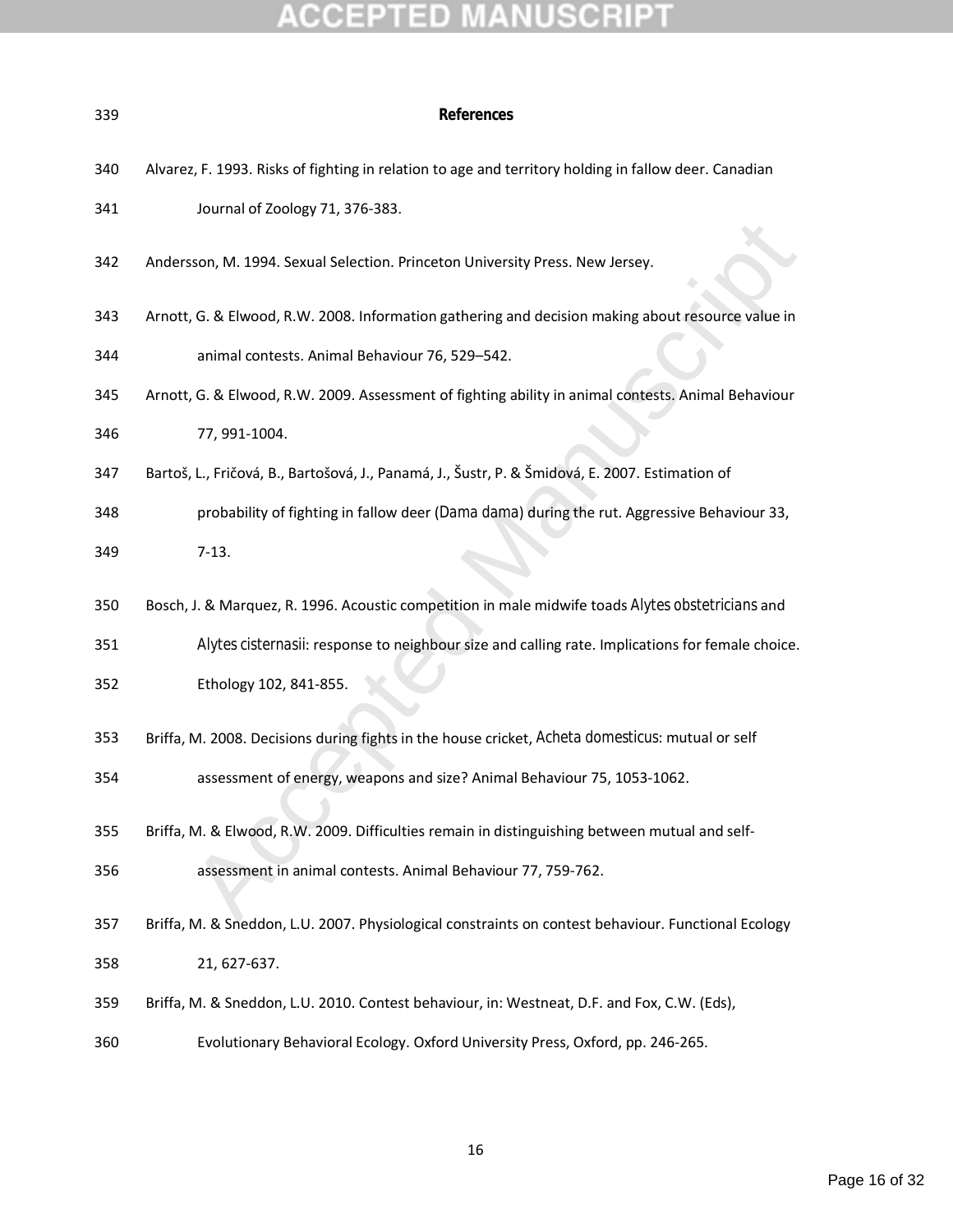## References

Alvarez, F. 1993. Risks of fighting in relation to age and territory holding in fallow deer. Canadian Journal of Zoology 71, 376-383.

Andersson, M. 1994. Sexual Selection. Princeton University Press. New Jersey.

Arnott, G. & Elwood, R.W. 2008. Information gathering and decision making about resource value in animal contests. Animal Behaviour 76, 529–542.

Arnott, G. & Elwood, R.W. 2009. Assessment of fighting ability in animal contests. Animal Behaviour 77, 991-1004.

Bartoš, L., Fričová, B., Bartošová, J., Panamá, J., Šustr, P. & Šmidová, E. 2007. Estimation of probability of fighting in fallow deer (*Dama dama*) during the rut. Aggressive Behaviour 33, 7-13.

Bosch, J. & Marquez, R. 1996. Acoustic competition in male midwife toads *Alytes obstetricians* and *Alytes cisternasii*: response to neighbour size and calling rate. Implications for female choice. Ethology 102, 841-855.

Briffa, M. 2008. Decisions during fights in the house cricket, *Acheta domesticus*: mutual or self assessment of energy, weapons and size? Animal Behaviour 75, 1053-1062.

Briffa, M. & Elwood, R.W. 2009. Difficulties remain in distinguishing between mutual and self-assessment in animal contests. Animal Behaviour 77, 759-762.

Briffa, M. & Sneddon, L.U. 2007. Physiological constraints on contest behaviour. Functional Ecology 21, 627-637.

Briffa, M. & Sneddon, L.U. 2010. Contest behaviour, in: Westneat, D.F. and Fox, C.W. (Eds), Evolutionary Behavioral Ecology. Oxford University Press, Oxford, pp. 246-265.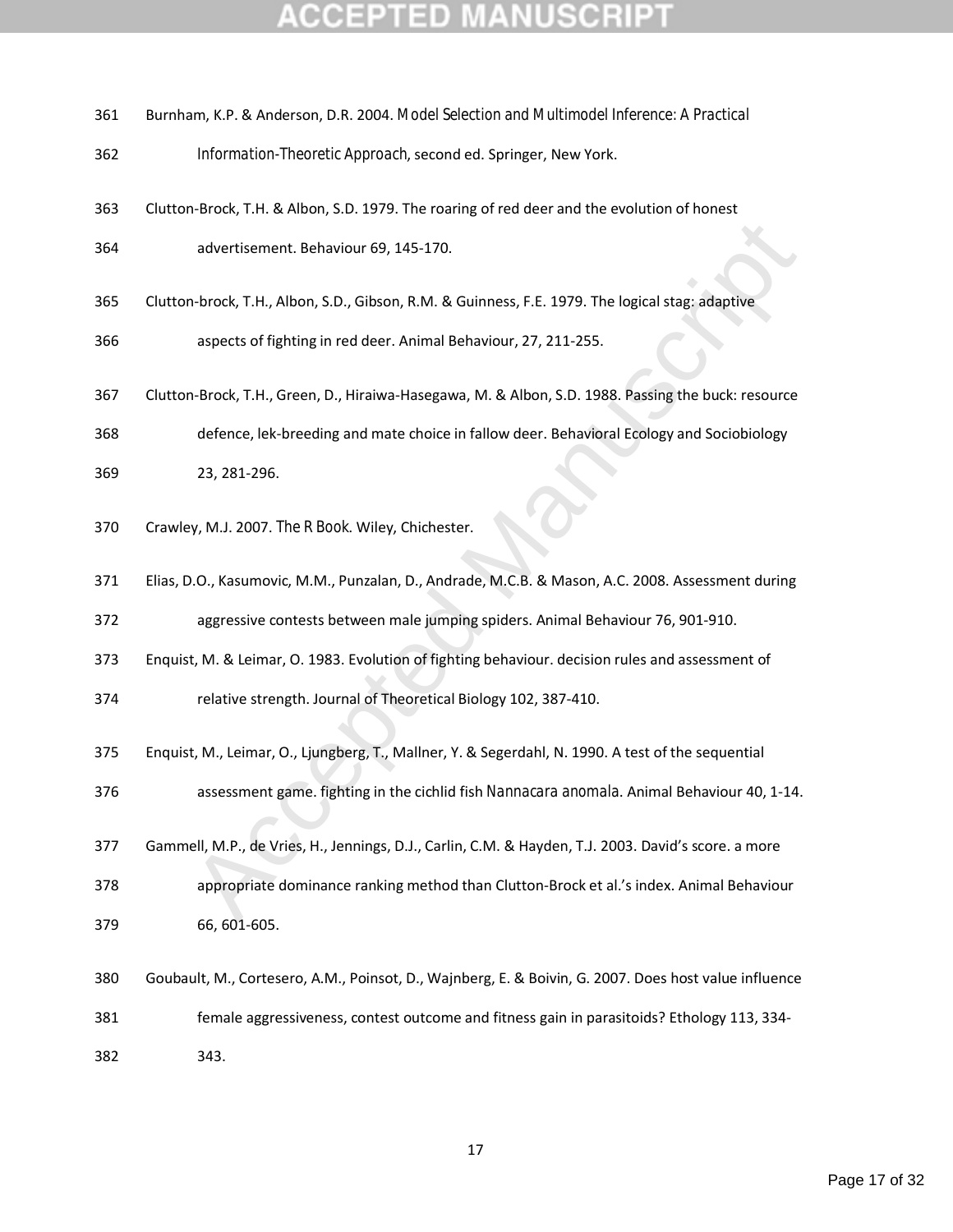Burnham, K.P. & Anderson, D.R. 2004. *Model Selection and Multimodel Inference: A Practical Information-Theoretic Approach*, second ed. Springer, New York.

Clutton-Brock, T.H. & Albon, S.D. 1979. The roaring of red deer and the evolution of honest advertisement. Behaviour 69, 145-170.

Clutton-brock, T.H., Albon, S.D., Gibson, R.M. & Guinness, F.E. 1979. The logical stag: adaptive aspects of fighting in red deer. Animal Behaviour, 27, 211-255.

Clutton-Brock, T.H., Green, D., Hiraiwa-Hasegawa, M. & Albon, S.D. 1988. Passing the buck: resource defence, lek-breeding and mate choice in fallow deer. Behavioral Ecology and Sociobiology 23, 281-296.

Crawley, M.J. 2007. *The R Book*. Wiley, Chichester.

Elias, D.O., Kasumovic, M.M., Punzalan, D., Andrade, M.C.B. & Mason, A.C. 2008. Assessment during aggressive contests between male jumping spiders. Animal Behaviour 76, 901-910.

Enquist, M. & Leimar, O. 1983. Evolution of fighting behaviour. decision rules and assessment of relative strength. Journal of Theoretical Biology 102, 387-410.

Enquist, M., Leimar, O., Ljungberg, T., Mallner, Y. & Segerdahl, N. 1990. A test of the sequential assessment game. fighting in the cichlid fish *Nannacara anomala*. Animal Behaviour 40, 1-14.

Gammell, M.P., de Vries, H., Jennings, D.J., Carlin, C.M. & Hayden, T.J. 2003. David's score. a more appropriate dominance ranking method than Clutton-Brock et al.'s index. Animal Behaviour 66, 601-605.

Goubault, M., Cortesero, A.M., Poinsot, D., Wajnberg, E. & Boivin, G. 2007. Does host value influence female aggressiveness, contest outcome and fitness gain in parasitoids? Ethology 113, 334-343.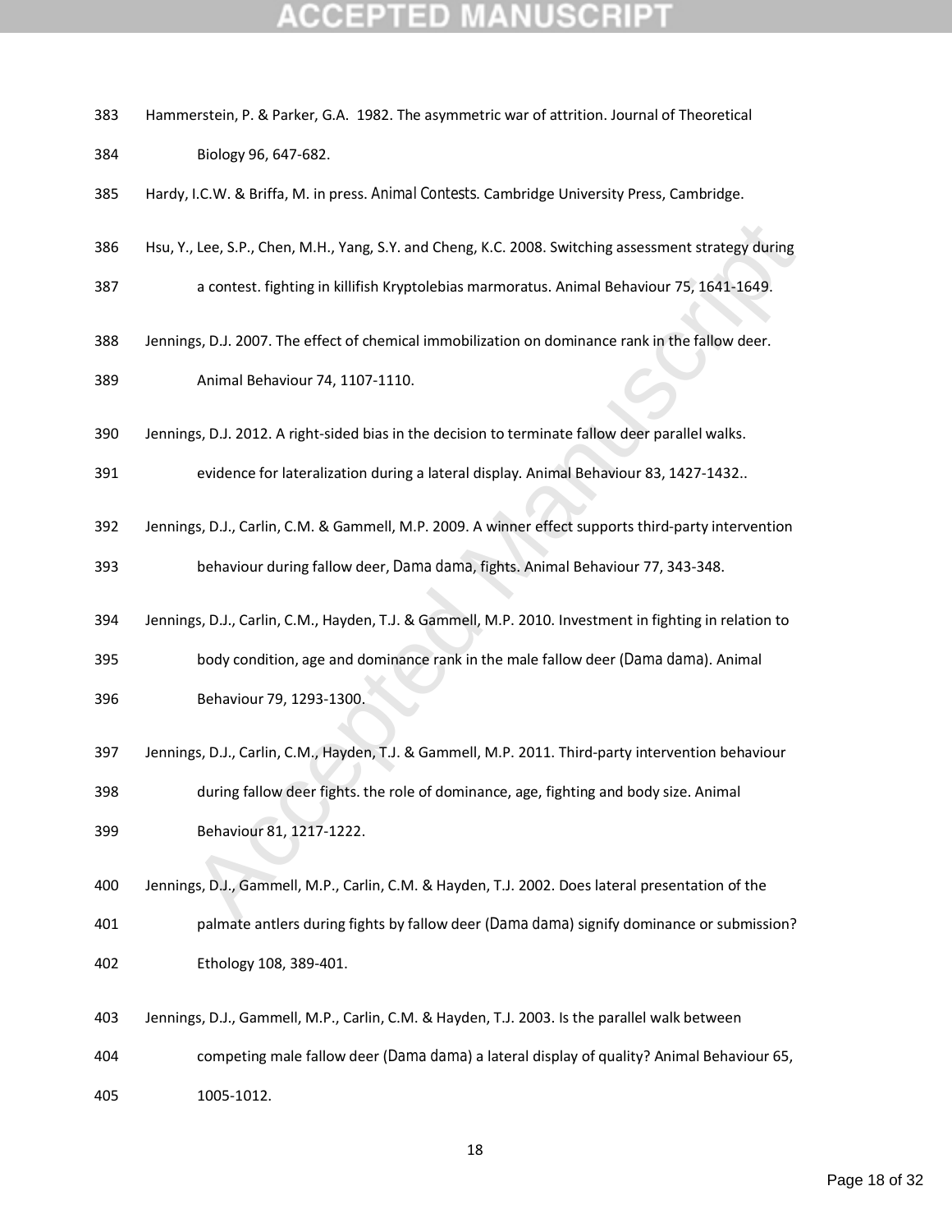Hammerstein, P. & Parker, G.A. 1982. The asymmetric war of attrition. Journal of Theoretical Biology 96, 647-682.

Hardy, I.C.W. & Briffa, M. in press. *Animal Contests*. Cambridge University Press, Cambridge.

Hsu, Y., Lee, S.P., Chen, M.H., Yang, S.Y. and Cheng, K.C. 2008. Switching assessment strategy during a contest. fighting in killifish Kryptolebias marmoratus. Animal Behaviour 75, 1641-1649.

Jennings, D.J. 2007. The effect of chemical immobilization on dominance rank in the fallow deer. Animal Behaviour 74, 1107-1110.

Jennings, D.J. 2012. A right-sided bias in the decision to terminate fallow deer parallel walks. evidence for lateralization during a lateral display. Animal Behaviour 83, 1427-1432..

Jennings, D.J., Carlin, C.M. & Gammell, M.P. 2009. A winner effect supports third-party intervention behaviour during fallow deer, *Dama dama*, fights. Animal Behaviour 77, 343-348.

Jennings, D.J., Carlin, C.M., Hayden, T.J. & Gammell, M.P. 2010. Investment in fighting in relation to body condition, age and dominance rank in the male fallow deer (*Dama dama*). Animal Behaviour 79, 1293-1300.

Jennings, D.J., Carlin, C.M., Hayden, T.J. & Gammell, M.P. 2011. Third-party intervention behaviour during fallow deer fights. the role of dominance, age, fighting and body size. Animal Behaviour 81, 1217-1222.

Jennings, D.J., Gammell, M.P., Carlin, C.M. & Hayden, T.J. 2002. Does lateral presentation of the palmate antlers during fights by fallow deer (*Dama dama*) signify dominance or submission? Ethology 108, 389-401.

Jennings, D.J., Gammell, M.P., Carlin, C.M. & Hayden, T.J. 2003. Is the parallel walk between competing male fallow deer (*Dama dama*) a lateral display of quality? Animal Behaviour 65, 1005-1012.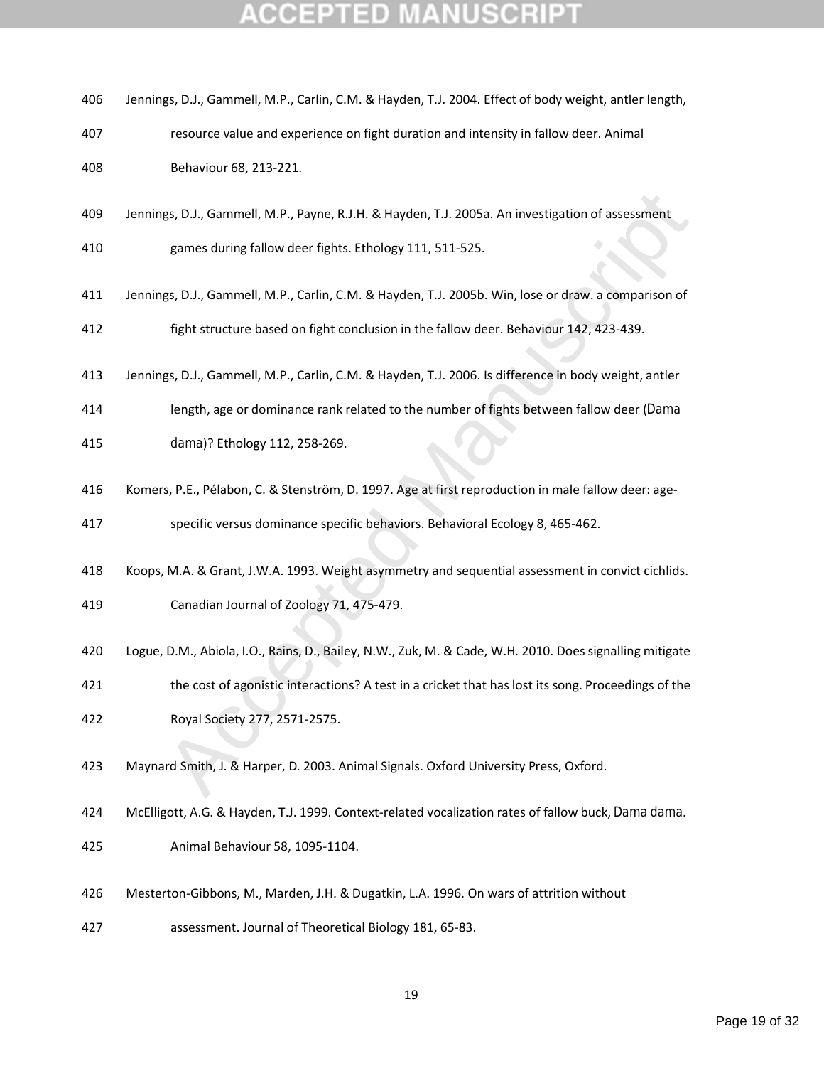Jennings, D.J., Gammell, M.P., Carlin, C.M. & Hayden, T.J. 2004. Effect of body weight, antler length, resource value and experience on fight duration and intensity in fallow deer. Animal Behaviour 68, 213-221.

Jennings, D.J., Gammell, M.P., Payne, R.J.H. & Hayden, T.J. 2005a. An investigation of assessment games during fallow deer fights. Ethology 111, 511-525.

Jennings, D.J., Gammell, M.P., Carlin, C.M. & Hayden, T.J. 2005b. Win, lose or draw. a comparison of fight structure based on fight conclusion in the fallow deer. Behaviour 142, 423-439.

Jennings, D.J., Gammell, M.P., Carlin, C.M. & Hayden, T.J. 2006. Is difference in body weight, antler length, age or dominance rank related to the number of fights between fallow deer (*Dama dama*)? Ethology 112, 258-269.

Komers, P.E., Pélabon, C. & Stenström, D. 1997. Age at first reproduction in male fallow deer: age-specific versus dominance specific behaviors. Behavioral Ecology 8, 465-462.

Koops, M.A. & Grant, J.W.A. 1993. Weight asymmetry and sequential assessment in convict cichlids. Canadian Journal of Zoology 71, 475-479.

Logue, D.M., Abiola, I.O., Rains, D., Bailey, N.W., Zuk, M. & Cade, W.H. 2010. Does signalling mitigate the cost of agonistic interactions? A test in a cricket that has lost its song. Proceedings of the Royal Society 277, 2571-2575.

Maynard Smith, J. & Harper, D. 2003. Animal Signals. Oxford University Press, Oxford.

McElligott, A.G. & Hayden, T.J. 1999. Context-related vocalization rates of fallow buck, *Dama dama*. Animal Behaviour 58, 1095-1104.

Mesterton-Gibbons, M., Marden, J.H. & Dugatkin, L.A. 1996. On wars of attrition without assessment. Journal of Theoretical Biology 181, 65-83.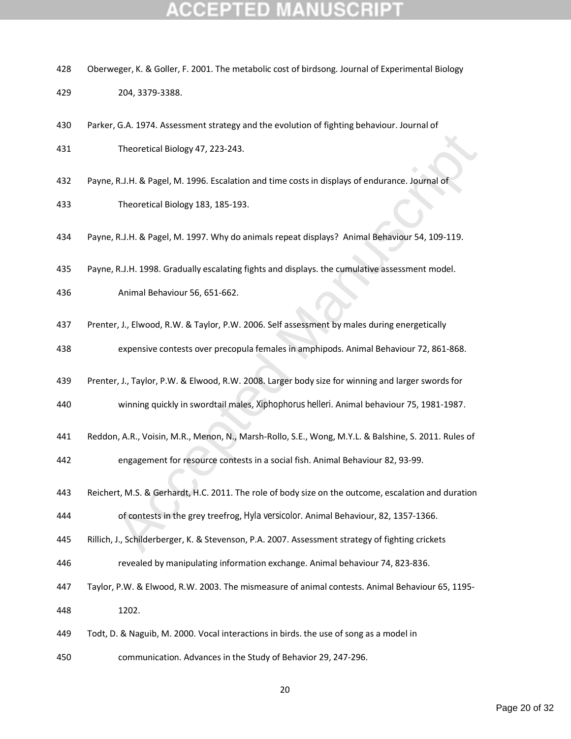Oberweger, K. & Goller, F. 2001. The metabolic cost of birdsong. Journal of Experimental Biology 204, 3379-3388.

Parker, G.A. 1974. Assessment strategy and the evolution of fighting behaviour. Journal of Theoretical Biology 47, 223-243.

Payne, R.J.H. & Pagel, M. 1996. Escalation and time costs in displays of endurance. Journal of Theoretical Biology 183, 185-193.

Payne, R.J.H. & Pagel, M. 1997. Why do animals repeat displays? Animal Behaviour 54, 109-119.

Payne, R.J.H. 1998. Gradually escalating fights and displays. the cumulative assessment model. Animal Behaviour 56, 651-662.

Prenter, J., Elwood, R.W. & Taylor, P.W. 2006. Self assessment by males during energetically expensive contests over precopula females in amphipods. Animal Behaviour 72, 861-868.

Prenter, J., Taylor, P.W. & Elwood, R.W. 2008. Larger body size for winning and larger swords for winning quickly in swordtail males, *Xiphophorus helleri*. Animal behaviour 75, 1981-1987.

Reddon, A.R., Voisin, M.R., Menon, N., Marsh-Rollo, S.E., Wong, M.Y.L. & Balshine, S. 2011. Rules of engagement for resource contests in a social fish. Animal Behaviour 82, 93-99.

Reichert, M.S. & Gerhardt, H.C. 2011. The role of body size on the outcome, escalation and duration of contests in the grey treefrog, *Hyla versicolor*. Animal Behaviour, 82, 1357-1366.

Rillich, J., Schilderberger, K. & Stevenson, P.A. 2007. Assessment strategy of fighting crickets revealed by manipulating information exchange. Animal behaviour 74, 823-836.

Taylor, P.W. & Elwood, R.W. 2003. The mismeasure of animal contests. Animal Behaviour 65, 1195-1202.

Todt, D. & Naguib, M. 2000. Vocal interactions in birds. the use of song as a model in communication. Advances in the Study of Behavior 29, 247-296.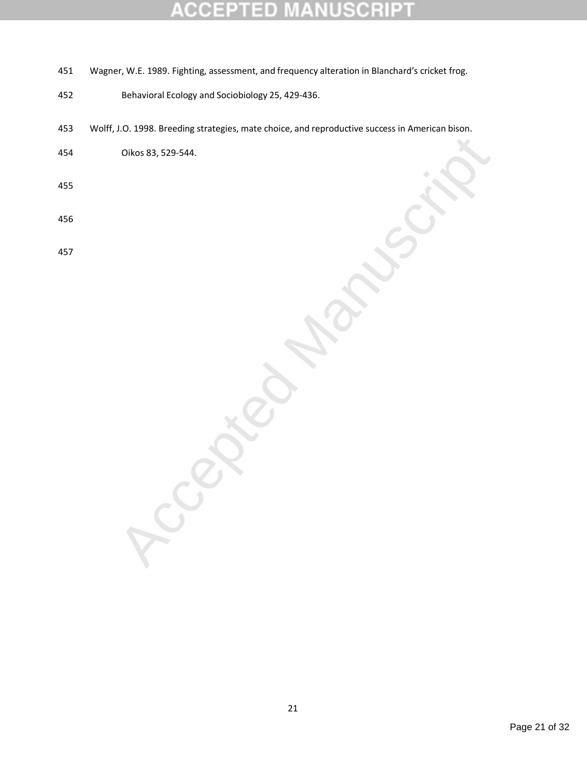Wagner, W.E. 1989. Fighting, assessment, and frequency alteration in Blanchard's cricket frog. Behavioral Ecology and Sociobiology 25, 429-436.

Wolff, J.O. 1998. Breeding strategies, mate choice, and reproductive success in American bison. Oikos 83, 529-544.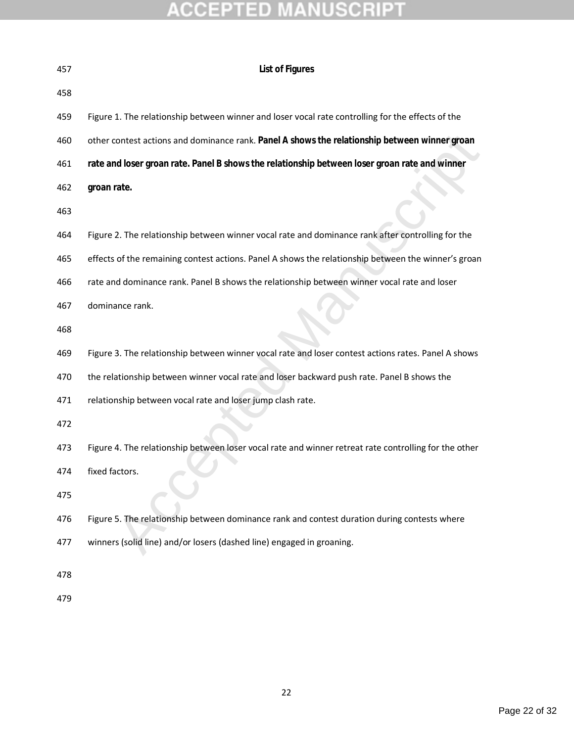## List of Figures

Figure 1. The relationship between winner and loser vocal rate controlling for the effects of the other contest actions and dominance rank. **Panel A shows the relationship between winner groan rate and loser groan rate. Panel B shows the relationship between loser groan rate and winner groan rate.**

Figure 2. The relationship between winner vocal rate and dominance rank after controlling for the effects of the remaining contest actions. Panel A shows the relationship between the winner's groan rate and dominance rank. Panel B shows the relationship between winner vocal rate and loser dominance rank.

Figure 3. The relationship between winner vocal rate and loser contest actions rates. Panel A shows the relationship between winner vocal rate and loser backward push rate. Panel B shows the relationship between vocal rate and loser jump clash rate.

Figure 4. The relationship between loser vocal rate and winner retreat rate controlling for the other fixed factors.

Figure 5. The relationship between dominance rank and contest duration during contests where winners (solid line) and/or losers (dashed line) engaged in groaning.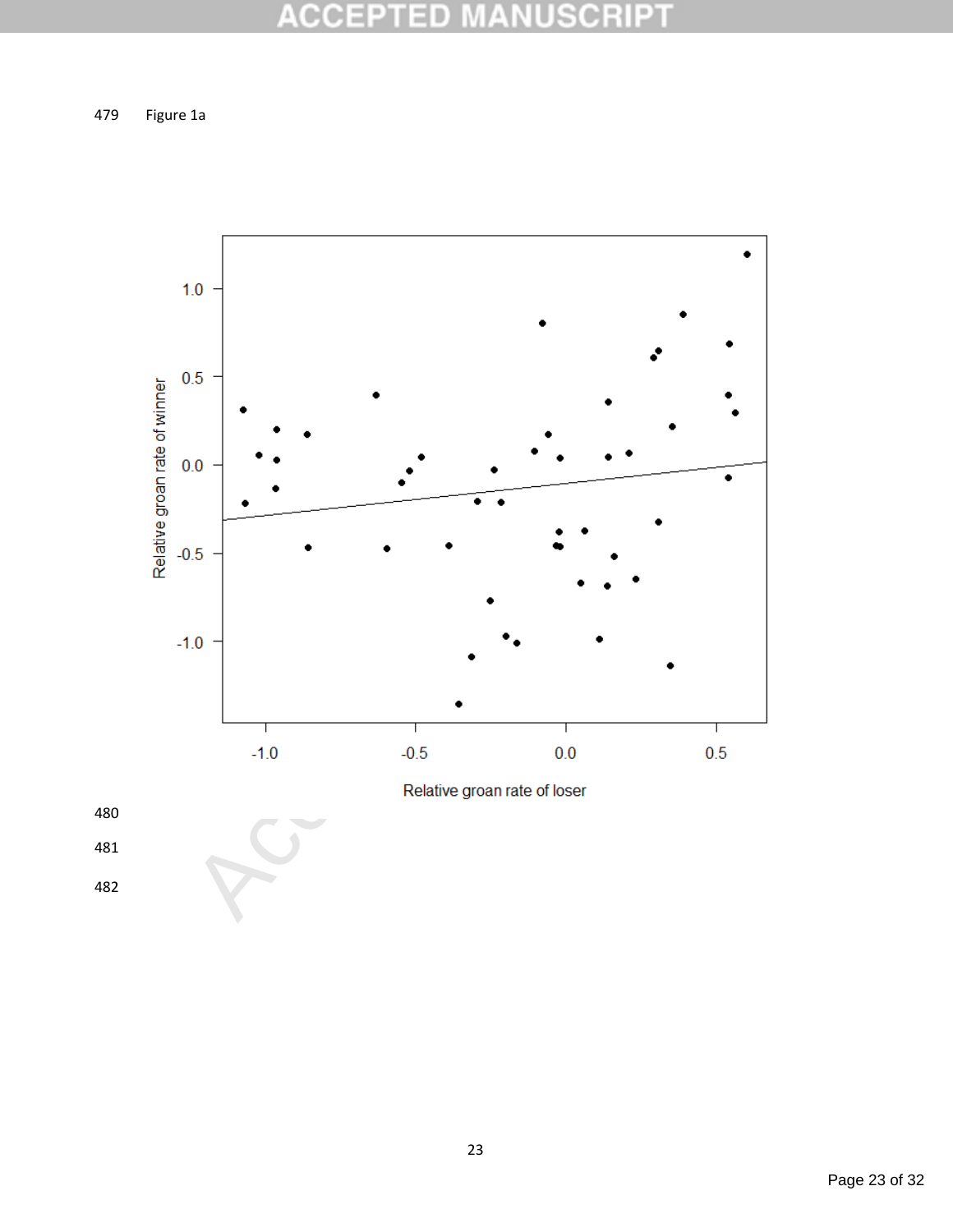Figure 1a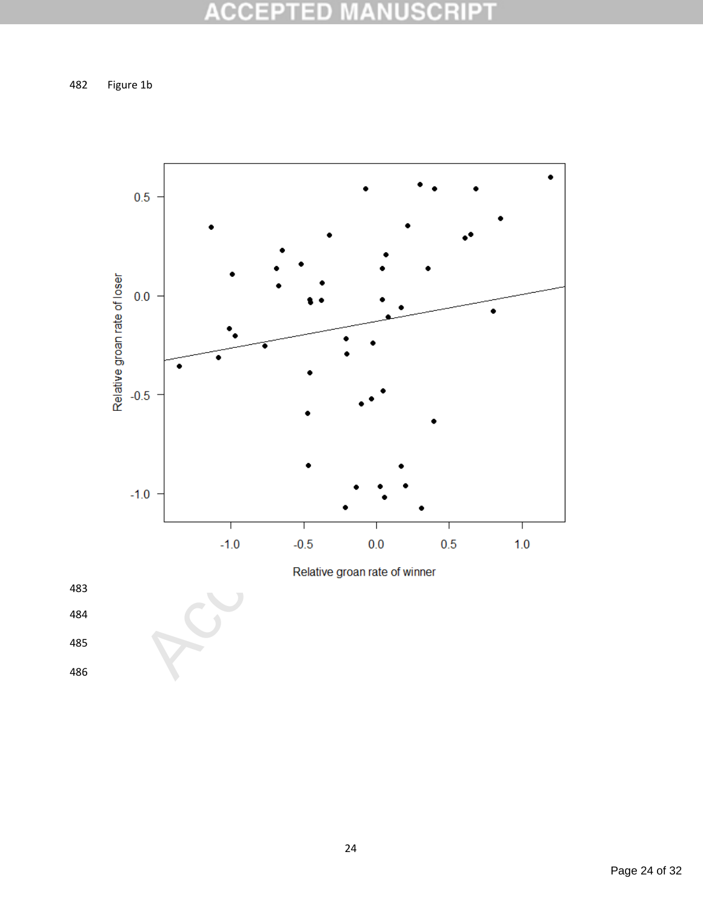Figure 1b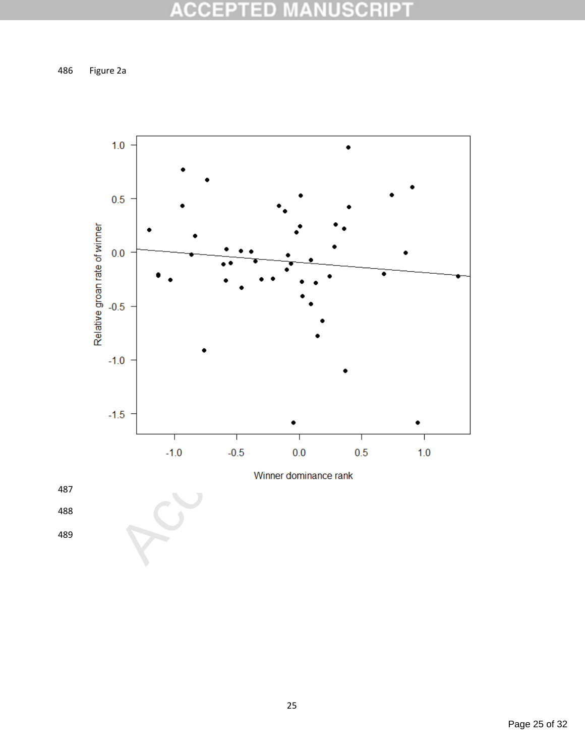486 Figure 2a

487

488

489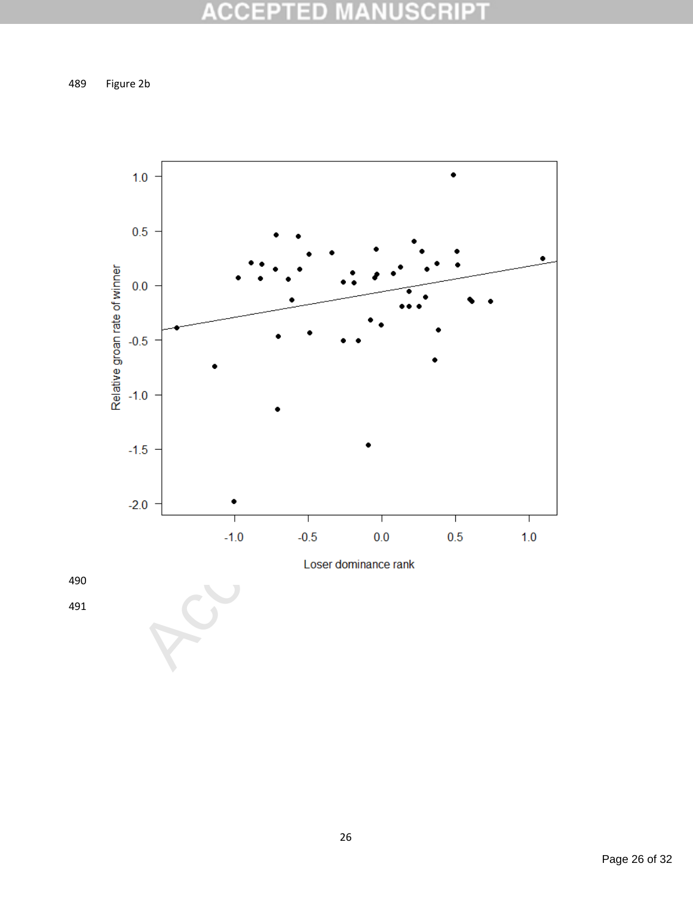Figure 2b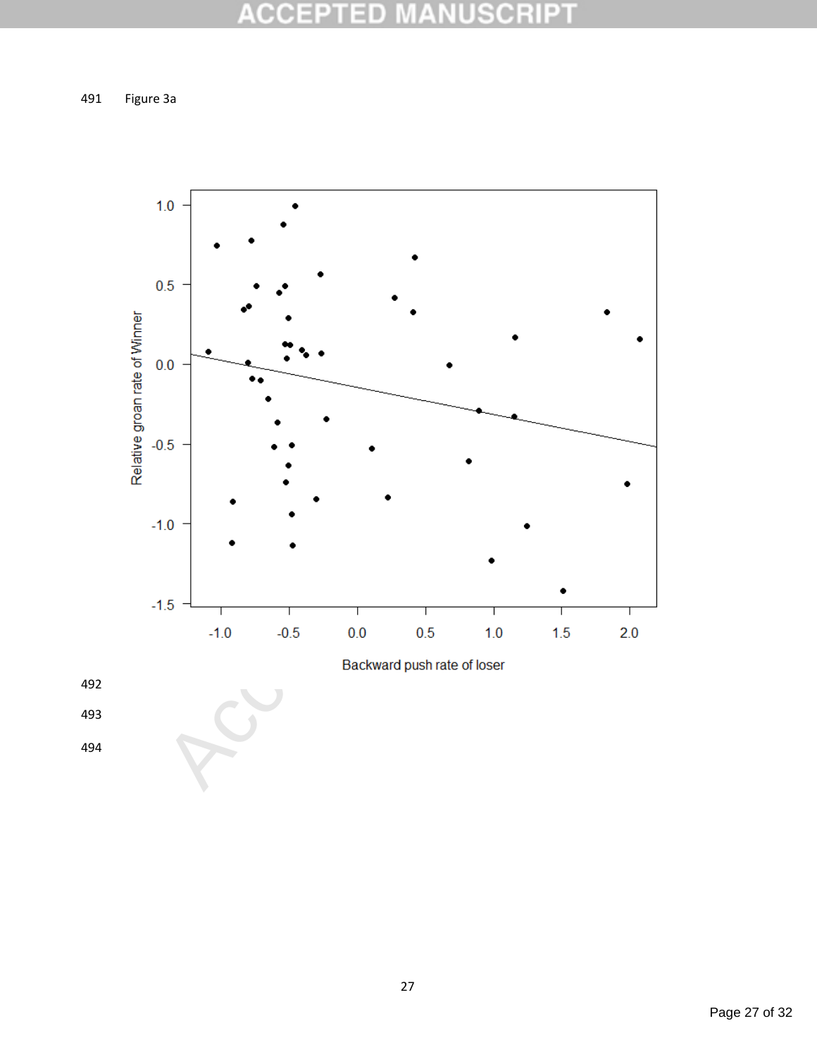491 Figure 3a

492

493

494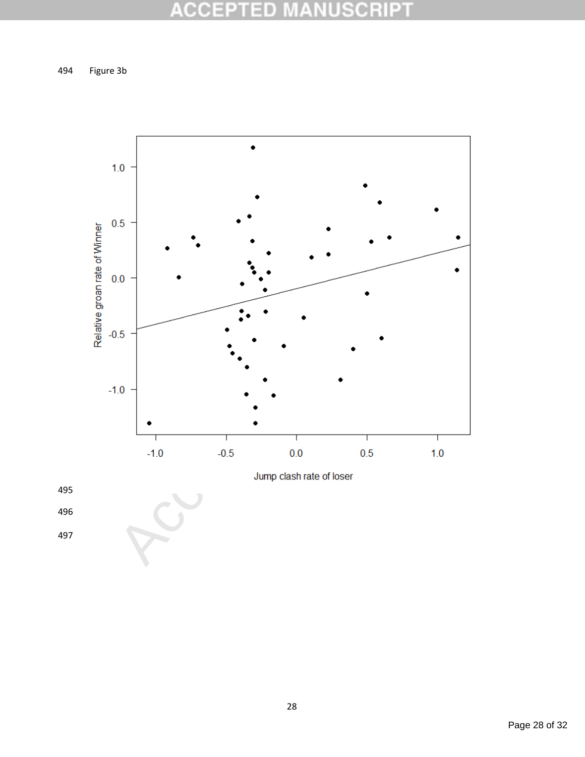Figure 3b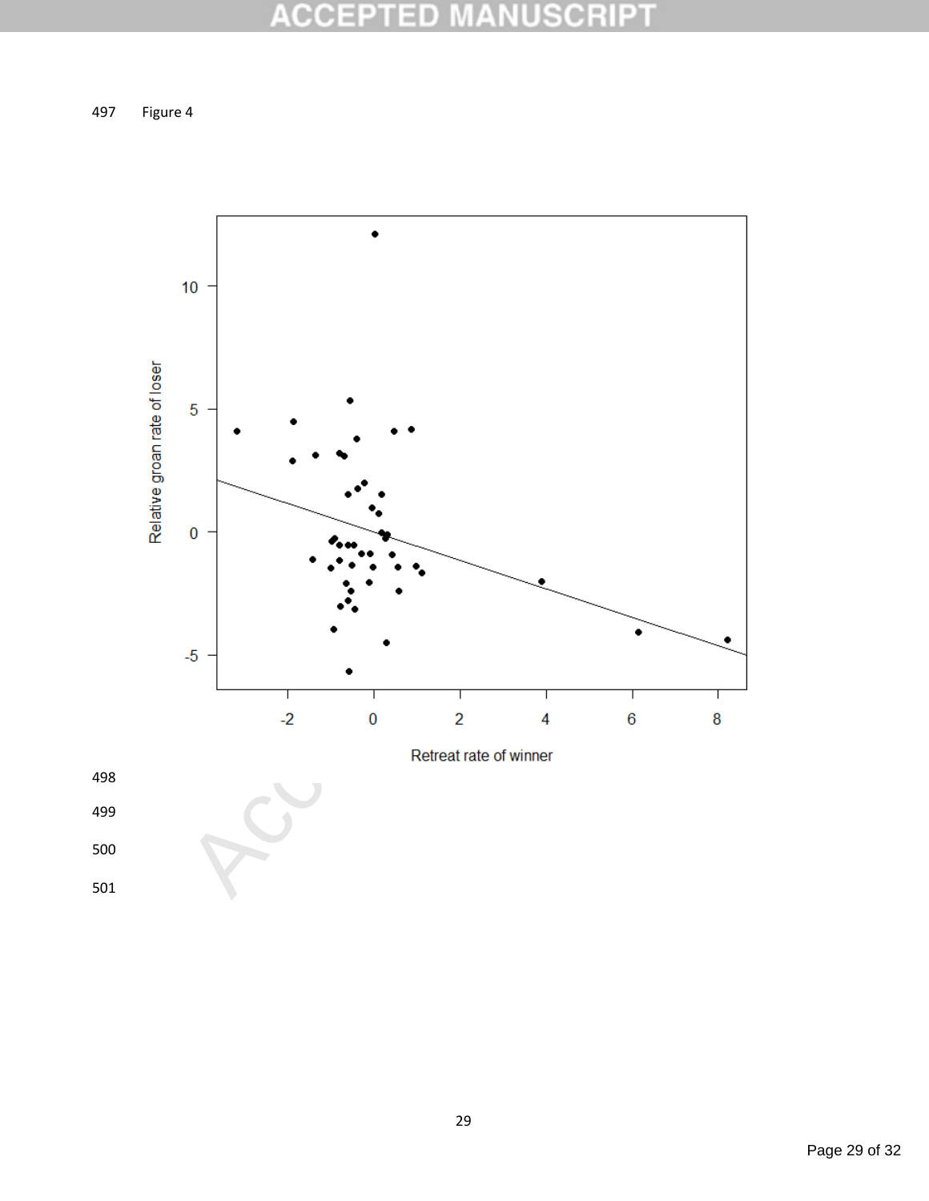Figure 4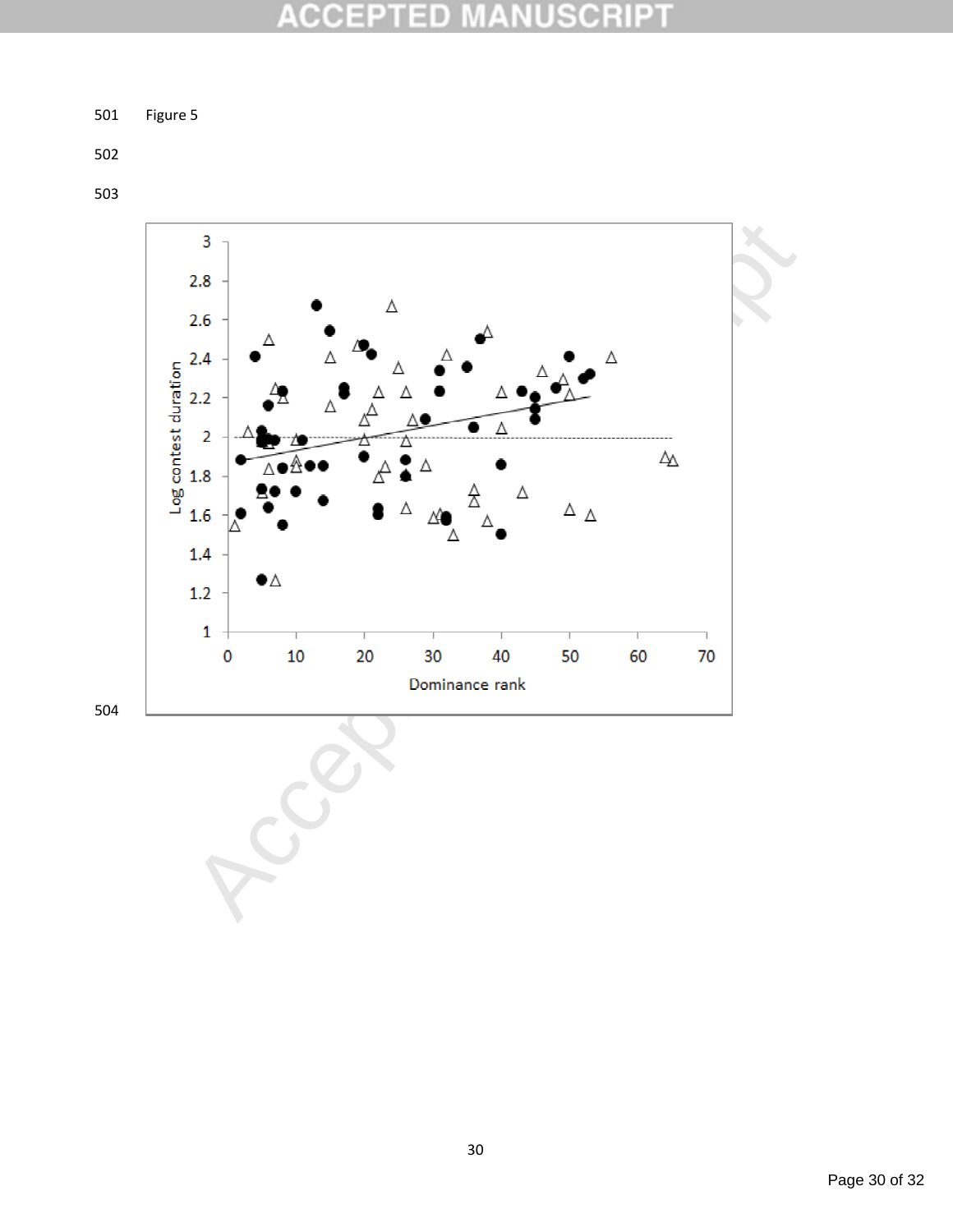Figure 5

Log contest duration

Dominance rank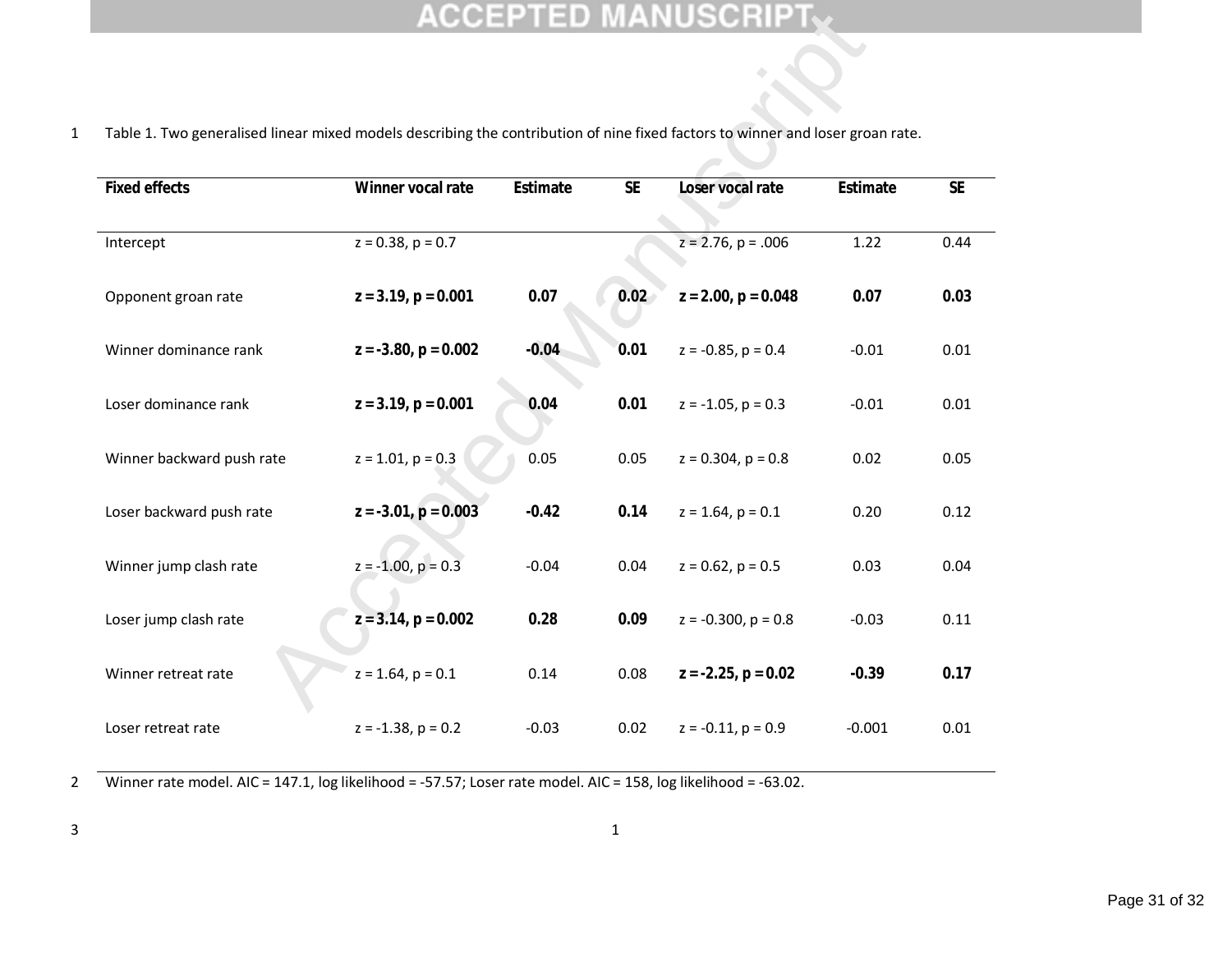Table 1. Two generalised linear mixed models describing the contribution of nine fixed factors to winner and loser groan rate.

| Fixed effects | Winner vocal rate | Estimate | SE | Loser vocal rate | Estimate | SE |
|---|---|---|---|---|---|---|
| Intercept | z = 0.38, p = 0.7 | | | z = 2.76, p = .006 | 1.22 | 0.44 |
| Opponent groan rate | **z = 3.19, p = 0.001** | **0.07** | **0.02** | **z = 2.00, p = 0.048** | **0.07** | **0.03** |
| Winner dominance rank | **z = -3.80, p = 0.002** | **-0.04** | **0.01** | z = -0.85, p = 0.4 | -0.01 | 0.01 |
| Loser dominance rank | **z = 3.19, p = 0.001** | **0.04** | **0.01** | z = -1.05, p = 0.3 | -0.01 | 0.01 |
| Winner backward push rate | z = 1.01, p = 0.3 | 0.05 | 0.05 | z = 0.304, p = 0.8 | 0.02 | 0.05 |
| Loser backward push rate | **z = -3.01, p = 0.003** | **-0.42** | **0.14** | z = 1.64, p = 0.1 | 0.20 | 0.12 |
| Winner jump clash rate | z = -1.00, p = 0.3 | -0.04 | 0.04 | z = 0.62, p = 0.5 | 0.03 | 0.04 |
| Loser jump clash rate | **z = 3.14, p = 0.002** | **0.28** | **0.09** | z = -0.300, p = 0.8 | -0.03 | 0.11 |
| Winner retreat rate | z = 1.64, p = 0.1 | 0.14 | 0.08 | **z = -2.25, p = 0.02** | **-0.39** | **0.17** |
| Loser retreat rate | z = -1.38, p = 0.2 | -0.03 | 0.02 | z = -0.11, p = 0.9 | -0.001 | 0.01 |

Winner rate model. AIC = 147.1, log likelihood = -57.57; Loser rate model. AIC = 158, log likelihood = -63.02.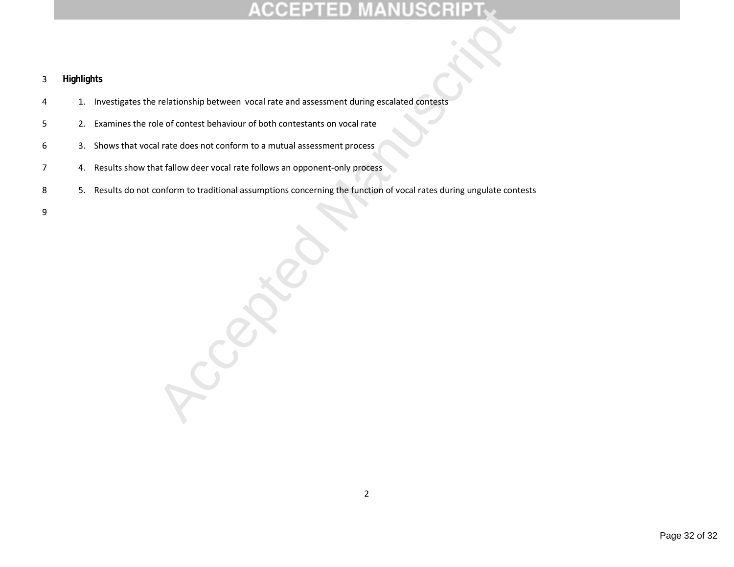**Highlights**

1. Investigates the relationship between vocal rate and assessment during escalated contests
2. Examines the role of contest behaviour of both contestants on vocal rate
3. Shows that vocal rate does not conform to a mutual assessment process
4. Results show that fallow deer vocal rate follows an opponent-only process
5. Results do not conform to traditional assumptions concerning the function of vocal rates during ungulate contests